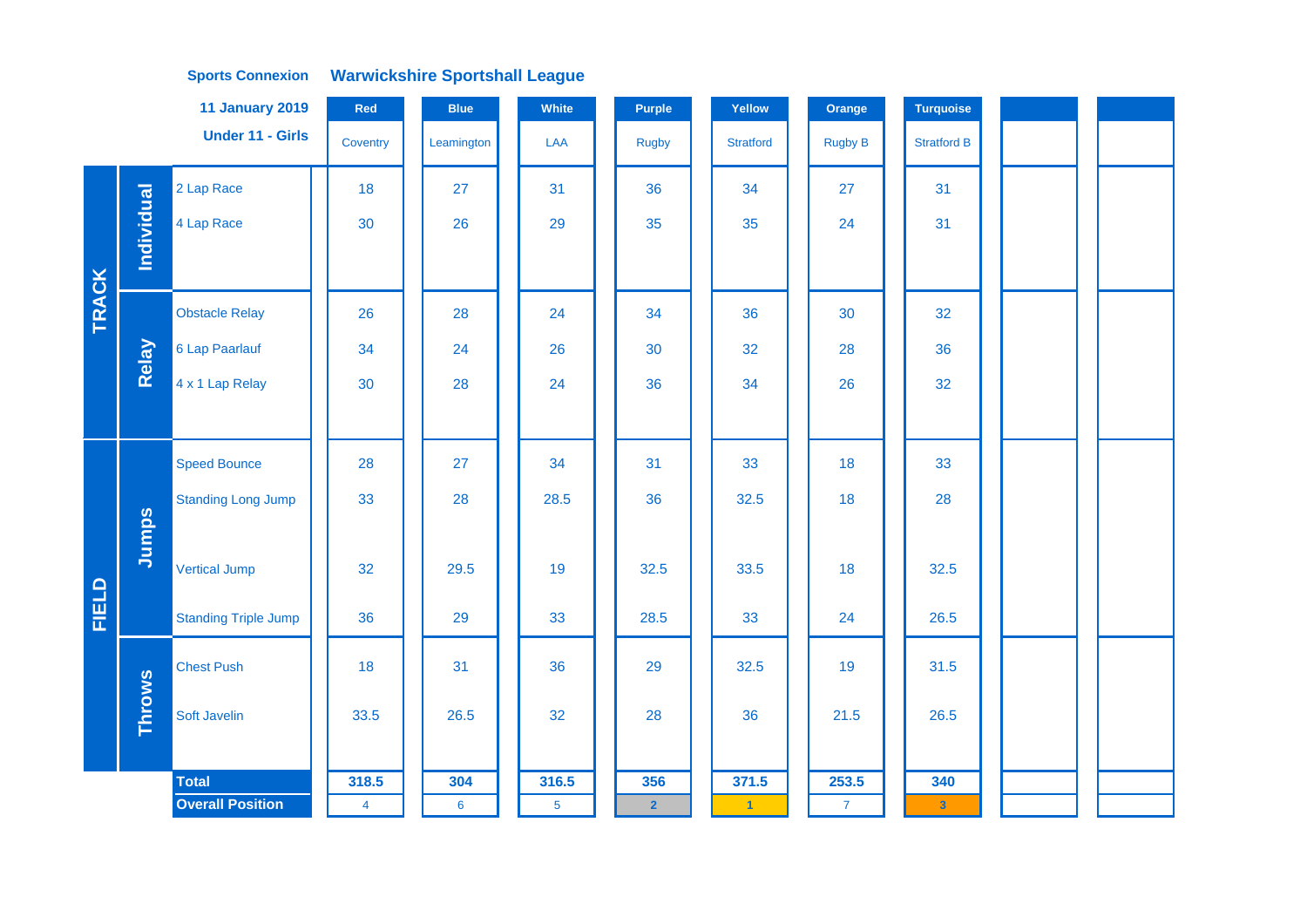**Sports Connexion** **Warwickshire Sportshall League**

**11 January 2019**

**Under 11 - Girls**

| | | | Red | Blue | White | Purple | Yellow | Orange | Turquoise | | |
|---|---|---|---|---|---|---|---|---|---|---|---|
| | | | Coventry | Leamington | LAA | Rugby | Stratford | Rugby B | Stratford B | | |
| TRACK | Individual | 2 Lap Race | 18 | 27 | 31 | 36 | 34 | 27 | 31 | | |
| | | 4 Lap Race | 30 | 26 | 29 | 35 | 35 | 24 | 31 | | |
| | Relay | Obstacle Relay | 26 | 28 | 24 | 34 | 36 | 30 | 32 | | |
| | | 6 Lap Paarlauf | 34 | 24 | 26 | 30 | 32 | 28 | 36 | | |
| | | 4 x 1 Lap Relay | 30 | 28 | 24 | 36 | 34 | 26 | 32 | | |
| FIELD | Jumps | Speed Bounce | 28 | 27 | 34 | 31 | 33 | 18 | 33 | | |
| | | Standing Long Jump | 33 | 28 | 28.5 | 36 | 32.5 | 18 | 28 | | |
| | | Vertical Jump | 32 | 29.5 | 19 | 32.5 | 33.5 | 18 | 32.5 | | |
| | | Standing Triple Jump | 36 | 29 | 33 | 28.5 | 33 | 24 | 26.5 | | |
| | Throws | Chest Push | 18 | 31 | 36 | 29 | 32.5 | 19 | 31.5 | | |
| | | Soft Javelin | 33.5 | 26.5 | 32 | 28 | 36 | 21.5 | 26.5 | | |
| | | **Total** | **318.5** | **304** | **316.5** | **356** | **371.5** | **253.5** | **340** | | |
| | | **Overall Position** | 4 | 6 | 5 | 2 | 1 | 7 | 3 | | |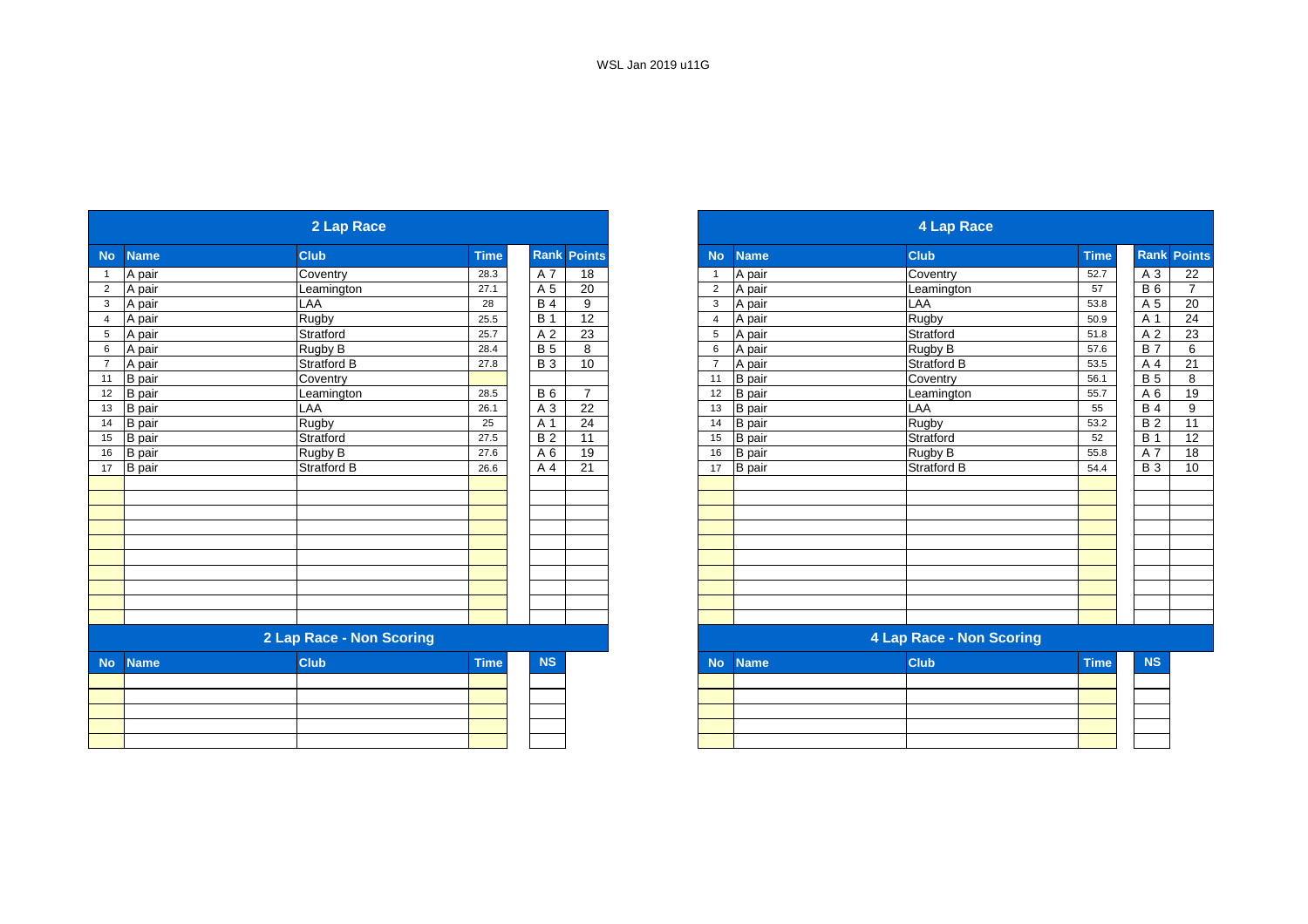WSL Jan 2019 u11G

## 2 Lap Race

| No | Name | Club | Time | Rank | Points |
|---|---|---|---|---|---|
| 1 | A pair | Coventry | 28.3 | A 7 | 18 |
| 2 | A pair | Leamington | 27.1 | A 5 | 20 |
| 3 | A pair | LAA | 28 | B 4 | 9 |
| 4 | A pair | Rugby | 25.5 | B 1 | 12 |
| 5 | A pair | Stratford | 25.7 | A 2 | 23 |
| 6 | A pair | Rugby B | 28.4 | B 5 | 8 |
| 7 | A pair | Stratford B | 27.8 | B 3 | 10 |
| 11 | B pair | Coventry | | | |
| 12 | B pair | Leamington | 28.5 | B 6 | 7 |
| 13 | B pair | LAA | 26.1 | A 3 | 22 |
| 14 | B pair | Rugby | 25 | A 1 | 24 |
| 15 | B pair | Stratford | 27.5 | B 2 | 11 |
| 16 | B pair | Rugby B | 27.6 | A 6 | 19 |
| 17 | B pair | Stratford B | 26.6 | A 4 | 21 |

## 2 Lap Race - Non Scoring

| No | Name | Club | Time | NS |
|---|---|---|---|---|

## 4 Lap Race

| No | Name | Club | Time | Rank | Points |
|---|---|---|---|---|---|
| 1 | A pair | Coventry | 52.7 | A 3 | 22 |
| 2 | A pair | Leamington | 57 | B 6 | 7 |
| 3 | A pair | LAA | 53.8 | A 5 | 20 |
| 4 | A pair | Rugby | 50.9 | A 1 | 24 |
| 5 | A pair | Stratford | 51.8 | A 2 | 23 |
| 6 | A pair | Rugby B | 57.6 | B 7 | 6 |
| 7 | A pair | Stratford B | 53.5 | A 4 | 21 |
| 11 | B pair | Coventry | 56.1 | B 5 | 8 |
| 12 | B pair | Leamington | 55.7 | A 6 | 19 |
| 13 | B pair | LAA | 55 | B 4 | 9 |
| 14 | B pair | Rugby | 53.2 | B 2 | 11 |
| 15 | B pair | Stratford | 52 | B 1 | 12 |
| 16 | B pair | Rugby B | 55.8 | A 7 | 18 |
| 17 | B pair | Stratford B | 54.4 | B 3 | 10 |

## 4 Lap Race - Non Scoring

| No | Name | Club | Time | NS |
|---|---|---|---|---|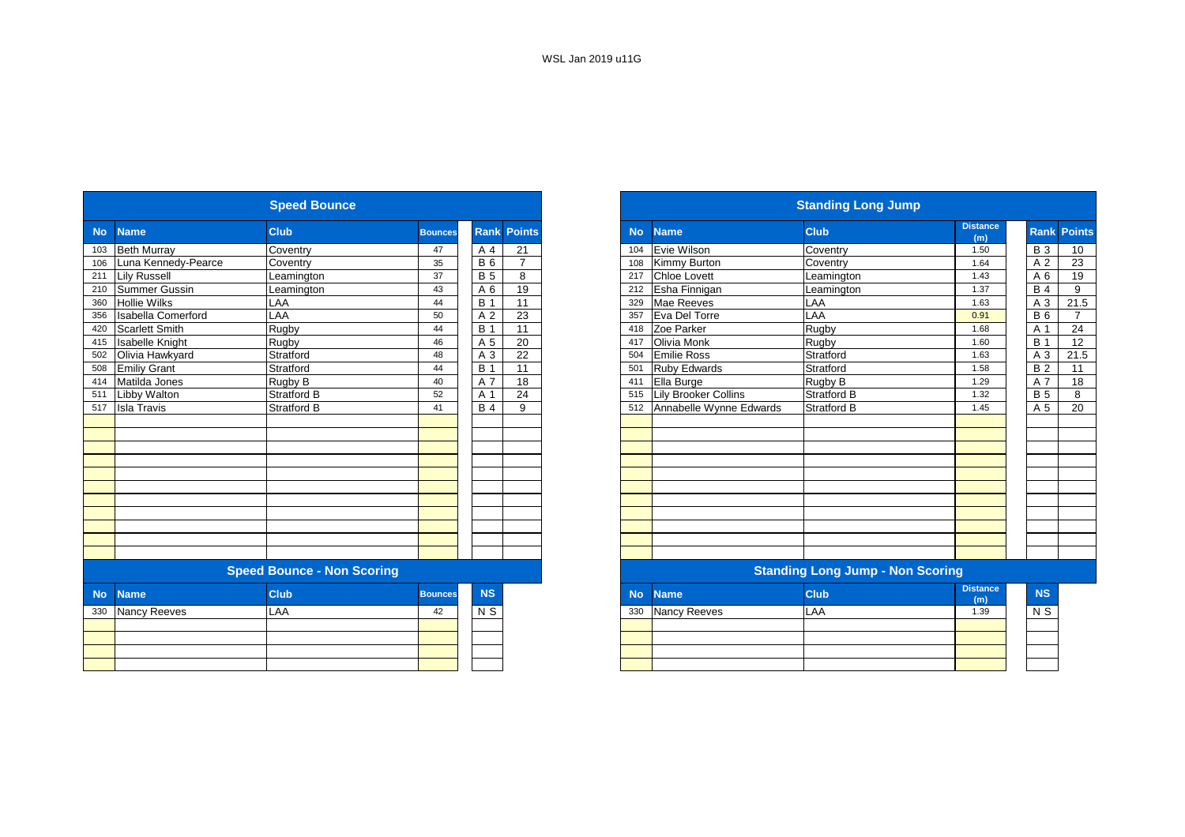WSL Jan 2019 u11G

## Speed Bounce

| No | Name | Club | Bounces | Rank | Points |
|---|---|---|---|---|---|
| 103 | Beth Murray | Coventry | 47 | A 4 | 21 |
| 106 | Luna Kennedy-Pearce | Coventry | 35 | B 6 | 7 |
| 211 | Lily Russell | Leamington | 37 | B 5 | 8 |
| 210 | Summer Gussin | Leamington | 43 | A 6 | 19 |
| 360 | Hollie Wilks | LAA | 44 | B 1 | 11 |
| 356 | Isabella Comerford | LAA | 50 | A 2 | 23 |
| 420 | Scarlett Smith | Rugby | 44 | B 1 | 11 |
| 415 | Isabelle Knight | Rugby | 46 | A 5 | 20 |
| 502 | Olivia Hawkyard | Stratford | 48 | A 3 | 22 |
| 508 | Emiliy Grant | Stratford | 44 | B 1 | 11 |
| 414 | Matilda Jones | Rugby B | 40 | A 7 | 18 |
| 511 | Libby Walton | Stratford B | 52 | A 1 | 24 |
| 517 | Isla Travis | Stratford B | 41 | B 4 | 9 |

## Speed Bounce - Non Scoring

| No | Name | Club | Bounces | NS |
|---|---|---|---|---|
| 330 | Nancy Reeves | LAA | 42 | N S |

## Standing Long Jump

| No | Name | Club | Distance (m) | Rank | Points |
|---|---|---|---|---|---|
| 104 | Evie Wilson | Coventry | 1.50 | B 3 | 10 |
| 108 | Kimmy Burton | Coventry | 1.64 | A 2 | 23 |
| 217 | Chloe Lovett | Leamington | 1.43 | A 6 | 19 |
| 212 | Esha Finnigan | Leamington | 1.37 | B 4 | 9 |
| 329 | Mae Reeves | LAA | 1.63 | A 3 | 21.5 |
| 357 | Eva Del Torre | LAA | 0.91 | B 6 | 7 |
| 418 | Zoe Parker | Rugby | 1.68 | A 1 | 24 |
| 417 | Olivia Monk | Rugby | 1.60 | B 1 | 12 |
| 504 | Emilie Ross | Stratford | 1.63 | A 3 | 21.5 |
| 501 | Ruby Edwards | Stratford | 1.58 | B 2 | 11 |
| 411 | Ella Burge | Rugby B | 1.29 | A 7 | 18 |
| 515 | Lily Brooker Collins | Stratford B | 1.32 | B 5 | 8 |
| 512 | Annabelle Wynne Edwards | Stratford B | 1.45 | A 5 | 20 |

## Standing Long Jump - Non Scoring

| No | Name | Club | Distance (m) | NS |
|---|---|---|---|---|
| 330 | Nancy Reeves | LAA | 1.39 | N S |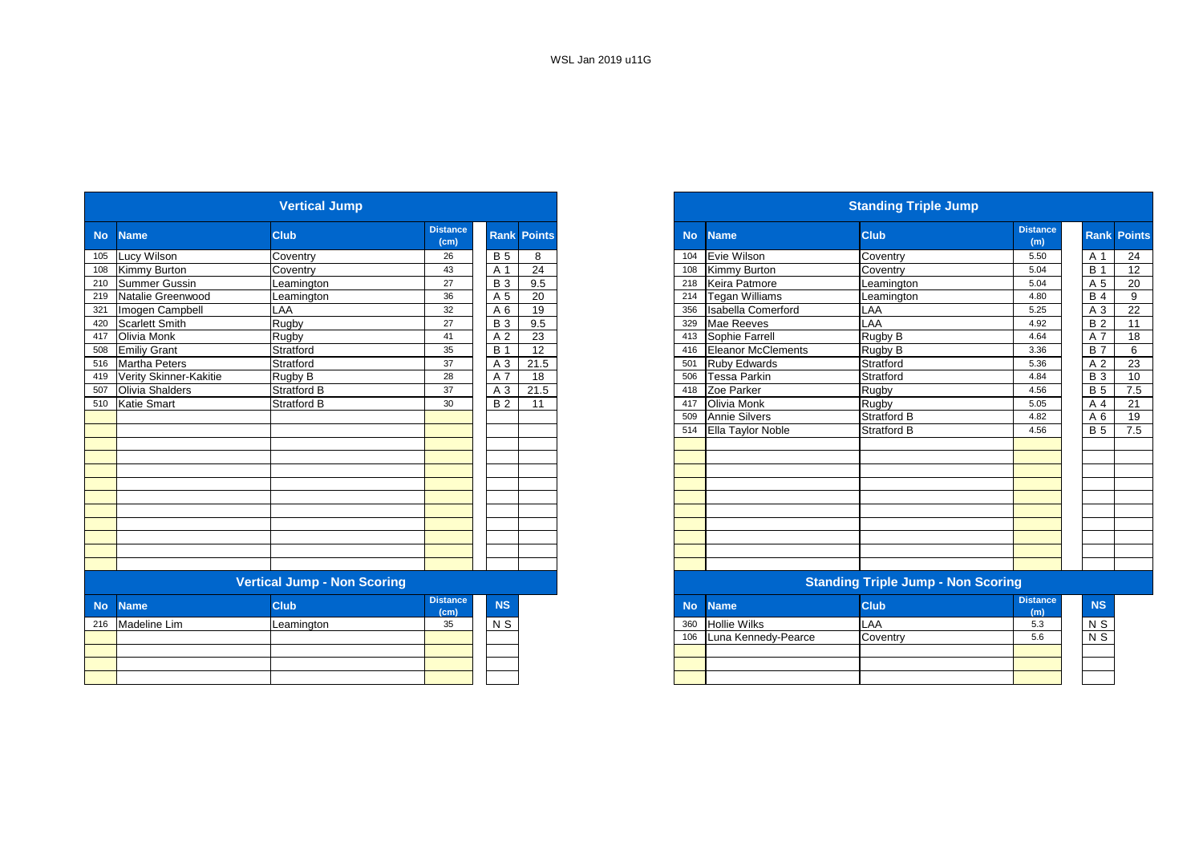WSL Jan 2019 u11G

## Vertical Jump

| No | Name | Club | Distance (cm) | Rank | Points |
|---|---|---|---|---|---|
| 105 | Lucy Wilson | Coventry | 26 | B 5 | 8 |
| 108 | Kimmy Burton | Coventry | 43 | A 1 | 24 |
| 210 | Summer Gussin | Leamington | 27 | B 3 | 9.5 |
| 219 | Natalie Greenwood | Leamington | 36 | A 5 | 20 |
| 321 | Imogen Campbell | LAA | 32 | A 6 | 19 |
| 420 | Scarlett Smith | Rugby | 27 | B 3 | 9.5 |
| 417 | Olivia Monk | Rugby | 41 | A 2 | 23 |
| 508 | Emiliy Grant | Stratford | 35 | B 1 | 12 |
| 516 | Martha Peters | Stratford | 37 | A 3 | 21.5 |
| 419 | Verity Skinner-Kakitie | Rugby B | 28 | A 7 | 18 |
| 507 | Olivia Shalders | Stratford B | 37 | A 3 | 21.5 |
| 510 | Katie Smart | Stratford B | 30 | B 2 | 11 |

## Vertical Jump - Non Scoring

| No | Name | Club | Distance (cm) | NS |
|---|---|---|---|---|
| 216 | Madeline Lim | Leamington | 35 | N S |

## Standing Triple Jump

| No | Name | Club | Distance (m) | Rank | Points |
|---|---|---|---|---|---|
| 104 | Evie Wilson | Coventry | 5.50 | A 1 | 24 |
| 108 | Kimmy Burton | Coventry | 5.04 | B 1 | 12 |
| 218 | Keira Patmore | Leamington | 5.04 | A 5 | 20 |
| 214 | Tegan Williams | Leamington | 4.80 | B 4 | 9 |
| 356 | Isabella Comerford | LAA | 5.25 | A 3 | 22 |
| 329 | Mae Reeves | LAA | 4.92 | B 2 | 11 |
| 413 | Sophie Farrell | Rugby B | 4.64 | A 7 | 18 |
| 416 | Eleanor McClements | Rugby B | 3.36 | B 7 | 6 |
| 501 | Ruby Edwards | Stratford | 5.36 | A 2 | 23 |
| 506 | Tessa Parkin | Stratford | 4.84 | B 3 | 10 |
| 418 | Zoe Parker | Rugby | 4.56 | B 5 | 7.5 |
| 417 | Olivia Monk | Rugby | 5.05 | A 4 | 21 |
| 509 | Annie Silvers | Stratford B | 4.82 | A 6 | 19 |
| 514 | Ella Taylor Noble | Stratford B | 4.56 | B 5 | 7.5 |

## Standing Triple Jump - Non Scoring

| No | Name | Club | Distance (m) | NS |
|---|---|---|---|---|
| 360 | Hollie Wilks | LAA | 5.3 | N S |
| 106 | Luna Kennedy-Pearce | Coventry | 5.6 | N S |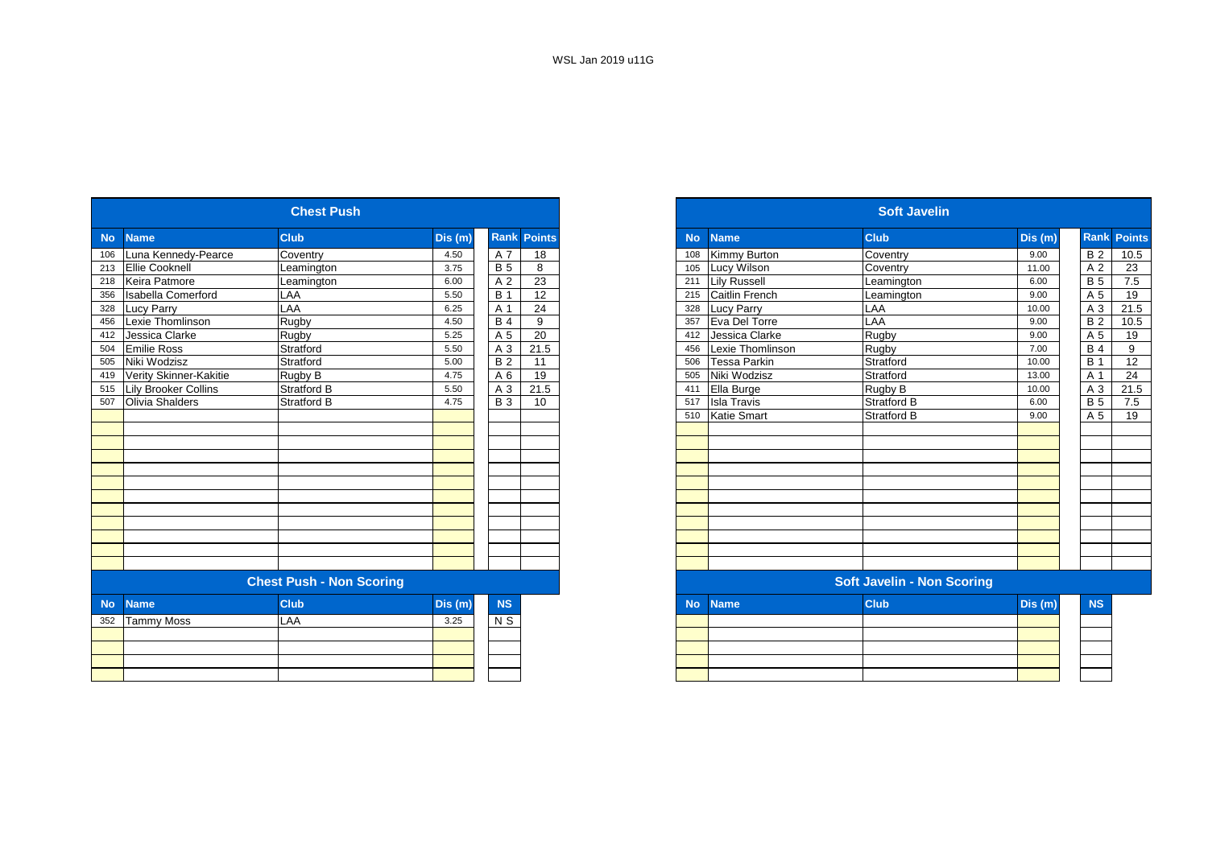WSL Jan 2019 u11G

## Chest Push

| No | Name | Club | Dis (m) | Rank | Points |
|---|---|---|---|---|---|
| 106 | Luna Kennedy-Pearce | Coventry | 4.50 | A 7 | 18 |
| 213 | Ellie Cooknell | Leamington | 3.75 | B 5 | 8 |
| 218 | Keira Patmore | Leamington | 6.00 | A 2 | 23 |
| 356 | Isabella Comerford | LAA | 5.50 | B 1 | 12 |
| 328 | Lucy Parry | LAA | 6.25 | A 1 | 24 |
| 456 | Lexie Thomlinson | Rugby | 4.50 | B 4 | 9 |
| 412 | Jessica Clarke | Rugby | 5.25 | A 5 | 20 |
| 504 | Emilie Ross | Stratford | 5.50 | A 3 | 21.5 |
| 505 | Niki Wodzisz | Stratford | 5.00 | B 2 | 11 |
| 419 | Verity Skinner-Kakitie | Rugby B | 4.75 | A 6 | 19 |
| 515 | Lily Brooker Collins | Stratford B | 5.50 | A 3 | 21.5 |
| 507 | Olivia Shalders | Stratford B | 4.75 | B 3 | 10 |

## Chest Push - Non Scoring

| No | Name | Club | Dis (m) | NS |
|---|---|---|---|---|
| 352 | Tammy Moss | LAA | 3.25 | N S |

## Soft Javelin

| No | Name | Club | Dis (m) | Rank | Points |
|---|---|---|---|---|---|
| 108 | Kimmy Burton | Coventry | 9.00 | B 2 | 10.5 |
| 105 | Lucy Wilson | Coventry | 11.00 | A 2 | 23 |
| 211 | Lily Russell | Leamington | 6.00 | B 5 | 7.5 |
| 215 | Caitlin French | Leamington | 9.00 | A 5 | 19 |
| 328 | Lucy Parry | LAA | 10.00 | A 3 | 21.5 |
| 357 | Eva Del Torre | LAA | 9.00 | B 2 | 10.5 |
| 412 | Jessica Clarke | Rugby | 9.00 | A 5 | 19 |
| 456 | Lexie Thomlinson | Rugby | 7.00 | B 4 | 9 |
| 506 | Tessa Parkin | Stratford | 10.00 | B 1 | 12 |
| 505 | Niki Wodzisz | Stratford | 13.00 | A 1 | 24 |
| 411 | Ella Burge | Rugby B | 10.00 | A 3 | 21.5 |
| 517 | Isla Travis | Stratford B | 6.00 | B 5 | 7.5 |
| 510 | Katie Smart | Stratford B | 9.00 | A 5 | 19 |

## Soft Javelin - Non Scoring

| No | Name | Club | Dis (m) | NS |
|---|---|---|---|---|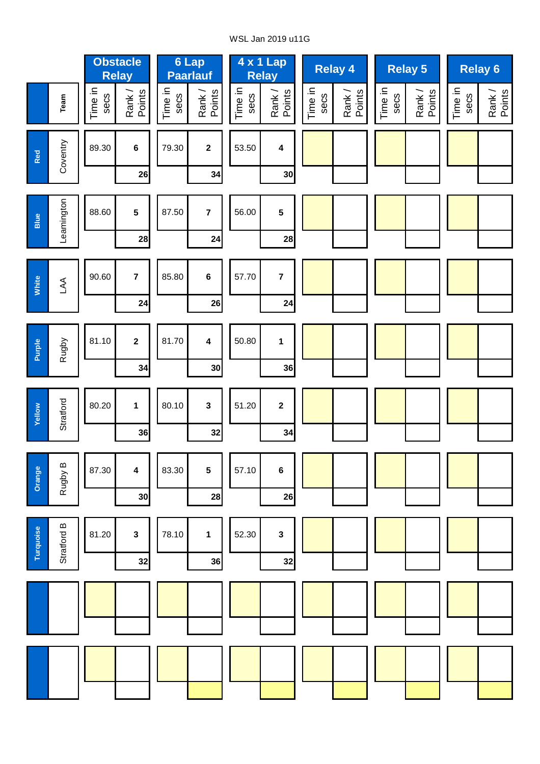WSL Jan 2019 u11G

| | Team | Obstacle Relay | | 6 Lap Paarlauf | | 4 x 1 Lap Relay | | Relay 4 | | Relay 5 | | Relay 6 | |
|---|---|---|---|---|---|---|---|---|---|---|---|---|---|
| | | Time in secs | Rank / Points | Time in secs | Rank / Points | Time in secs | Rank / Points | Time in secs | Rank / Points | Time in secs | Rank / Points | Time in secs | Rank / Points |
| Red | Coventry | 89.30 | 6 | 79.30 | 2 | 53.50 | 4 | | | | | | |
| | | | 26 | | 34 | | 30 | | | | | | |
| Blue | Leamington | 88.60 | 5 | 87.50 | 7 | 56.00 | 5 | | | | | | |
| | | | 28 | | 24 | | 28 | | | | | | |
| White | LAA | 90.60 | 7 | 85.80 | 6 | 57.70 | 7 | | | | | | |
| | | | 24 | | 26 | | 24 | | | | | | |
| Purple | Rugby | 81.10 | 2 | 81.70 | 4 | 50.80 | 1 | | | | | | |
| | | | 34 | | 30 | | 36 | | | | | | |
| Yellow | Stratford | 80.20 | 1 | 80.10 | 3 | 51.20 | 2 | | | | | | |
| | | | 36 | | 32 | | 34 | | | | | | |
| Orange | Rugby B | 87.30 | 4 | 83.30 | 5 | 57.10 | 6 | | | | | | |
| | | | 30 | | 28 | | 26 | | | | | | |
| Turquoise | Stratford B | 81.20 | 3 | 78.10 | 1 | 52.30 | 3 | | | | | | |
| | | | 32 | | 36 | | 32 | | | | | | |
| | | | | | | | | | | | | | |
| | | | | | | | | | | | | | |
| | | | | | | | | | | | | | |
| | | | | | | | | | | | | | |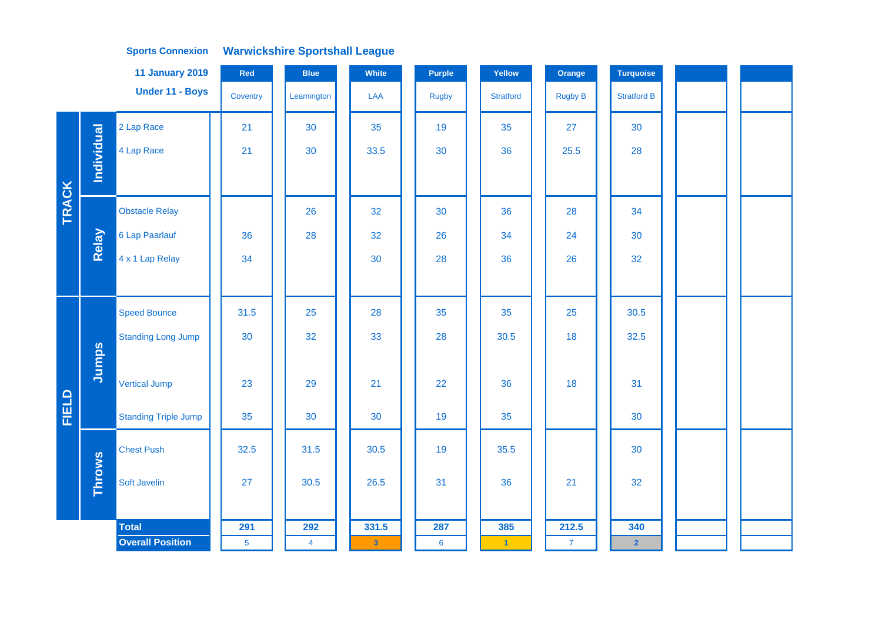**Sports Connexion** **Warwickshire Sportshall League**

**11 January 2019**

**Under 11 - Boys**

| | | | Red | Blue | White | Purple | Yellow | Orange | Turquoise | | |
|---|---|---|---|---|---|---|---|---|---|---|---|
| | | | Coventry | Leamington | LAA | Rugby | Stratford | Rugby B | Stratford B | | |
| TRACK | Individual | 2 Lap Race | 21 | 30 | 35 | 19 | 35 | 27 | 30 | | |
| | | 4 Lap Race | 21 | 30 | 33.5 | 30 | 36 | 25.5 | 28 | | |
| | Relay | Obstacle Relay | | 26 | 32 | 30 | 36 | 28 | 34 | | |
| | | 6 Lap Paarlauf | 36 | 28 | 32 | 26 | 34 | 24 | 30 | | |
| | | 4 x 1 Lap Relay | 34 | | 30 | 28 | 36 | 26 | 32 | | |
| FIELD | Jumps | Speed Bounce | 31.5 | 25 | 28 | 35 | 35 | 25 | 30.5 | | |
| | | Standing Long Jump | 30 | 32 | 33 | 28 | 30.5 | 18 | 32.5 | | |
| | | Vertical Jump | 23 | 29 | 21 | 22 | 36 | 18 | 31 | | |
| | | Standing Triple Jump | 35 | 30 | 30 | 19 | 35 | | 30 | | |
| | Throws | Chest Push | 32.5 | 31.5 | 30.5 | 19 | 35.5 | | 30 | | |
| | | Soft Javelin | 27 | 30.5 | 26.5 | 31 | 36 | 21 | 32 | | |
| | | **Total** | **291** | **292** | **331.5** | **287** | **385** | **212.5** | **340** | | |
| | | **Overall Position** | 5 | 4 | 3 | 6 | 1 | 7 | 2 | | |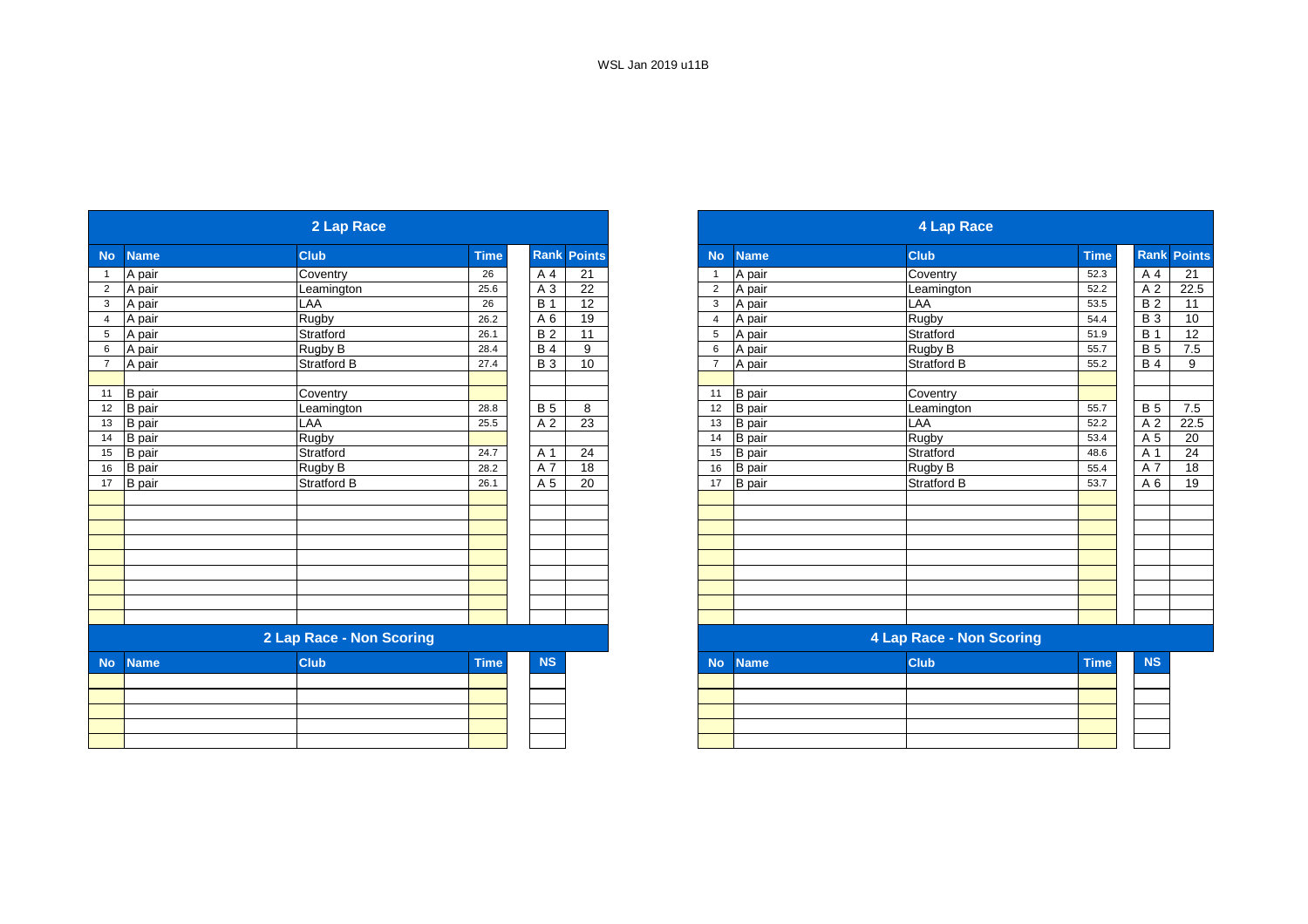WSL Jan 2019 u11B

## 2 Lap Race

| No | Name | Club | Time | Rank | Points |
|---|---|---|---|---|---|
| 1 | A pair | Coventry | 26 | A 4 | 21 |
| 2 | A pair | Leamington | 25.6 | A 3 | 22 |
| 3 | A pair | LAA | 26 | B 1 | 12 |
| 4 | A pair | Rugby | 26.2 | A 6 | 19 |
| 5 | A pair | Stratford | 26.1 | B 2 | 11 |
| 6 | A pair | Rugby B | 28.4 | B 4 | 9 |
| 7 | A pair | Stratford B | 27.4 | B 3 | 10 |
| | | | | | |
| 11 | B pair | Coventry | | | |
| 12 | B pair | Leamington | 28.8 | B 5 | 8 |
| 13 | B pair | LAA | 25.5 | A 2 | 23 |
| 14 | B pair | Rugby | | | |
| 15 | B pair | Stratford | 24.7 | A 1 | 24 |
| 16 | B pair | Rugby B | 28.2 | A 7 | 18 |
| 17 | B pair | Stratford B | 26.1 | A 5 | 20 |

## 2 Lap Race - Non Scoring

| No | Name | Club | Time | NS |
|---|---|---|---|---|
| | | | | |

## 4 Lap Race

| No | Name | Club | Time | Rank | Points |
|---|---|---|---|---|---|
| 1 | A pair | Coventry | 52.3 | A 4 | 21 |
| 2 | A pair | Leamington | 52.2 | A 2 | 22.5 |
| 3 | A pair | LAA | 53.5 | B 2 | 11 |
| 4 | A pair | Rugby | 54.4 | B 3 | 10 |
| 5 | A pair | Stratford | 51.9 | B 1 | 12 |
| 6 | A pair | Rugby B | 55.7 | B 5 | 7.5 |
| 7 | A pair | Stratford B | 55.2 | B 4 | 9 |
| | | | | | |
| 11 | B pair | Coventry | | | |
| 12 | B pair | Leamington | 55.7 | B 5 | 7.5 |
| 13 | B pair | LAA | 52.2 | A 2 | 22.5 |
| 14 | B pair | Rugby | 53.4 | A 5 | 20 |
| 15 | B pair | Stratford | 48.6 | A 1 | 24 |
| 16 | B pair | Rugby B | 55.4 | A 7 | 18 |
| 17 | B pair | Stratford B | 53.7 | A 6 | 19 |

## 4 Lap Race - Non Scoring

| No | Name | Club | Time | NS |
|---|---|---|---|---|
| | | | | |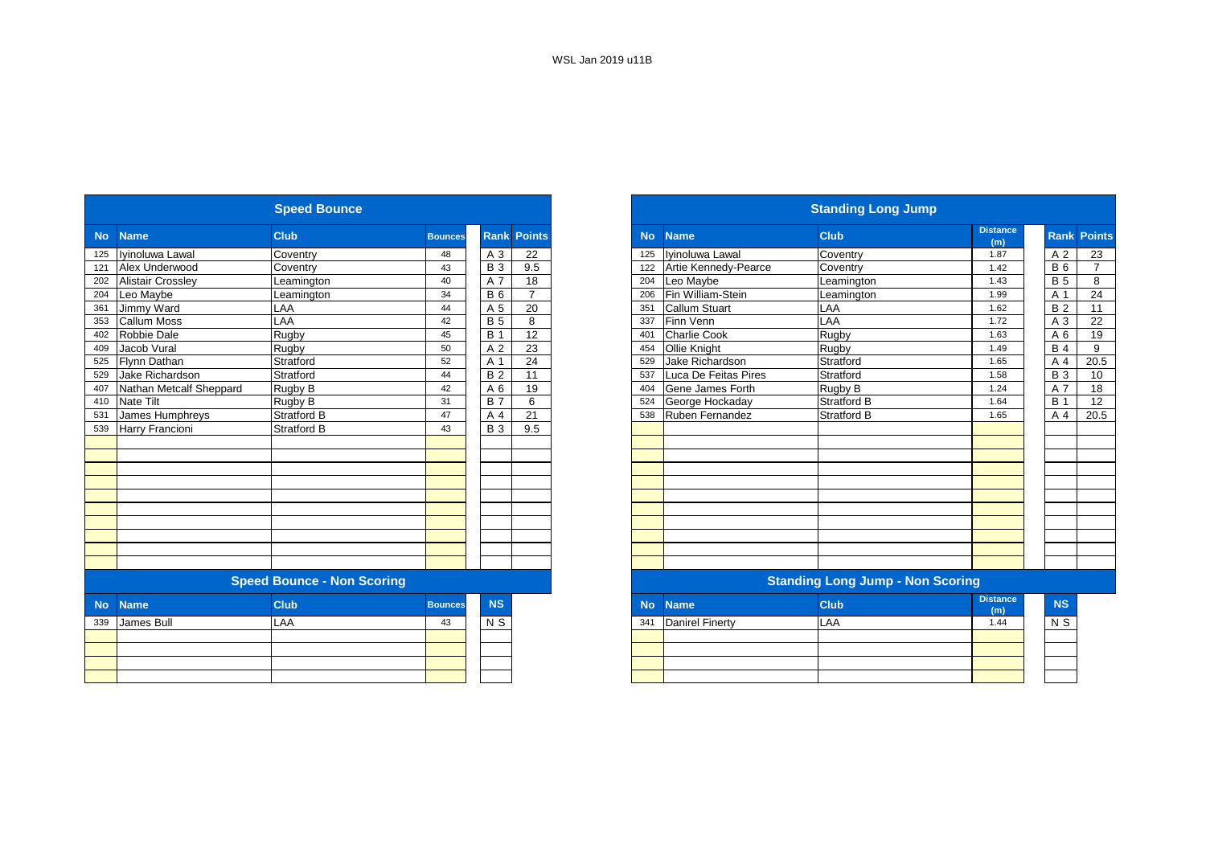WSL Jan 2019 u11B

## Speed Bounce

| No | Name | Club | Bounces | Rank | Points |
|---|---|---|---|---|---|
| 125 | Iyinoluwa Lawal | Coventry | 48 | A 3 | 22 |
| 121 | Alex Underwood | Coventry | 43 | B 3 | 9.5 |
| 202 | Alistair Crossley | Leamington | 40 | A 7 | 18 |
| 204 | Leo Maybe | Leamington | 34 | B 6 | 7 |
| 361 | Jimmy Ward | LAA | 44 | A 5 | 20 |
| 353 | Callum Moss | LAA | 42 | B 5 | 8 |
| 402 | Robbie Dale | Rugby | 45 | B 1 | 12 |
| 409 | Jacob Vural | Rugby | 50 | A 2 | 23 |
| 525 | Flynn Dathan | Stratford | 52 | A 1 | 24 |
| 529 | Jake Richardson | Stratford | 44 | B 2 | 11 |
| 407 | Nathan Metcalf Sheppard | Rugby B | 42 | A 6 | 19 |
| 410 | Nate Tilt | Rugby B | 31 | B 7 | 6 |
| 531 | James Humphreys | Stratford B | 47 | A 4 | 21 |
| 539 | Harry Francioni | Stratford B | 43 | B 3 | 9.5 |

## Speed Bounce - Non Scoring

| No | Name | Club | Bounces | NS |
|---|---|---|---|---|
| 339 | James Bull | LAA | 43 | N S |

## Standing Long Jump

| No | Name | Club | Distance (m) | Rank | Points |
|---|---|---|---|---|---|
| 125 | Iyinoluwa Lawal | Coventry | 1.87 | A 2 | 23 |
| 122 | Artie Kennedy-Pearce | Coventry | 1.42 | B 6 | 7 |
| 204 | Leo Maybe | Leamington | 1.43 | B 5 | 8 |
| 206 | Fin William-Stein | Leamington | 1.99 | A 1 | 24 |
| 351 | Callum Stuart | LAA | 1.62 | B 2 | 11 |
| 337 | Finn Venn | LAA | 1.72 | A 3 | 22 |
| 401 | Charlie Cook | Rugby | 1.63 | A 6 | 19 |
| 454 | Ollie Knight | Rugby | 1.49 | B 4 | 9 |
| 529 | Jake Richardson | Stratford | 1.65 | A 4 | 20.5 |
| 537 | Luca De Feitas Pires | Stratford | 1.58 | B 3 | 10 |
| 404 | Gene James Forth | Rugby B | 1.24 | A 7 | 18 |
| 524 | George Hockaday | Stratford B | 1.64 | B 1 | 12 |
| 538 | Ruben Fernandez | Stratford B | 1.65 | A 4 | 20.5 |

## Standing Long Jump - Non Scoring

| No | Name | Club | Distance (m) | NS |
|---|---|---|---|---|
| 341 | Danirel Finerty | LAA | 1.44 | N S |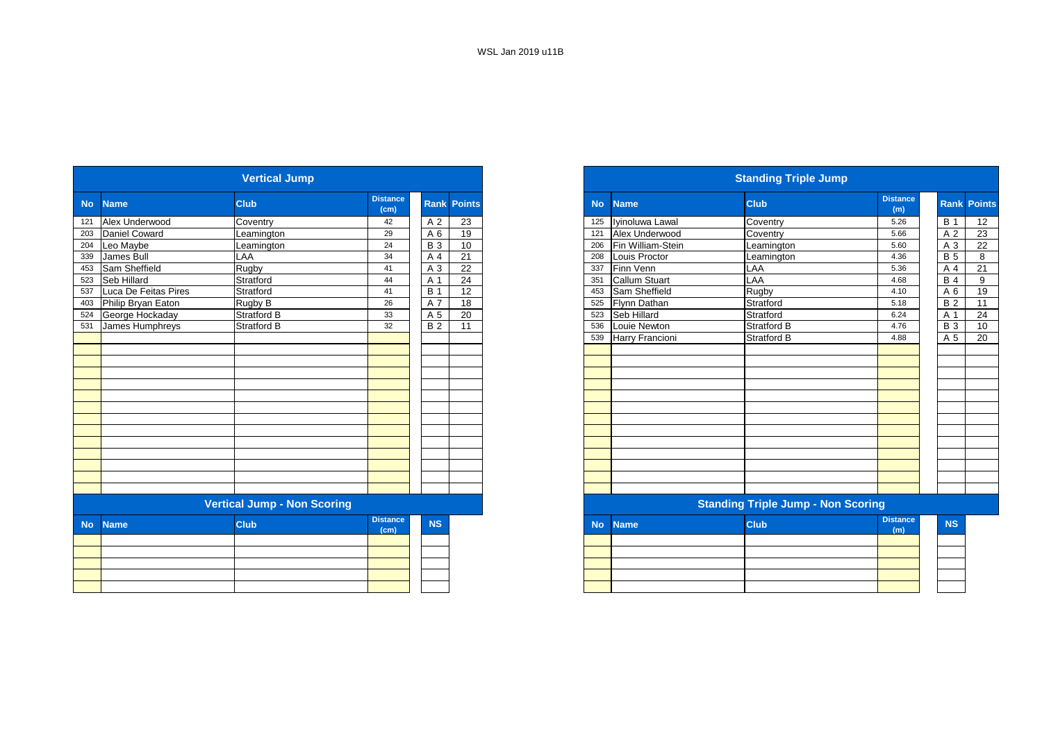WSL Jan 2019 u11B

## Vertical Jump

| No | Name | Club | Distance (cm) | Rank | Points |
|---|---|---|---|---|---|
| 121 | Alex Underwood | Coventry | 42 | A 2 | 23 |
| 203 | Daniel Coward | Leamington | 29 | A 6 | 19 |
| 204 | Leo Maybe | Leamington | 24 | B 3 | 10 |
| 339 | James Bull | LAA | 34 | A 4 | 21 |
| 453 | Sam Sheffield | Rugby | 41 | A 3 | 22 |
| 523 | Seb Hillard | Stratford | 44 | A 1 | 24 |
| 537 | Luca De Feitas Pires | Stratford | 41 | B 1 | 12 |
| 403 | Philip Bryan Eaton | Rugby B | 26 | A 7 | 18 |
| 524 | George Hockaday | Stratford B | 33 | A 5 | 20 |
| 531 | James Humphreys | Stratford B | 32 | B 2 | 11 |

## Vertical Jump - Non Scoring

| No | Name | Club | Distance (cm) | NS |
|---|---|---|---|---|

## Standing Triple Jump

| No | Name | Club | Distance (m) | Rank | Points |
|---|---|---|---|---|---|
| 125 | Iyinoluwa Lawal | Coventry | 5.26 | B 1 | 12 |
| 121 | Alex Underwood | Coventry | 5.66 | A 2 | 23 |
| 206 | Fin William-Stein | Leamington | 5.60 | A 3 | 22 |
| 208 | Louis Proctor | Leamington | 4.36 | B 5 | 8 |
| 337 | Finn Venn | LAA | 5.36 | A 4 | 21 |
| 351 | Callum Stuart | LAA | 4.68 | B 4 | 9 |
| 453 | Sam Sheffield | Rugby | 4.10 | A 6 | 19 |
| 525 | Flynn Dathan | Stratford | 5.18 | B 2 | 11 |
| 523 | Seb Hillard | Stratford | 6.24 | A 1 | 24 |
| 536 | Louie Newton | Stratford B | 4.76 | B 3 | 10 |
| 539 | Harry Francioni | Stratford B | 4.88 | A 5 | 20 |

## Standing Triple Jump - Non Scoring

| No | Name | Club | Distance (m) | NS |
|---|---|---|---|---|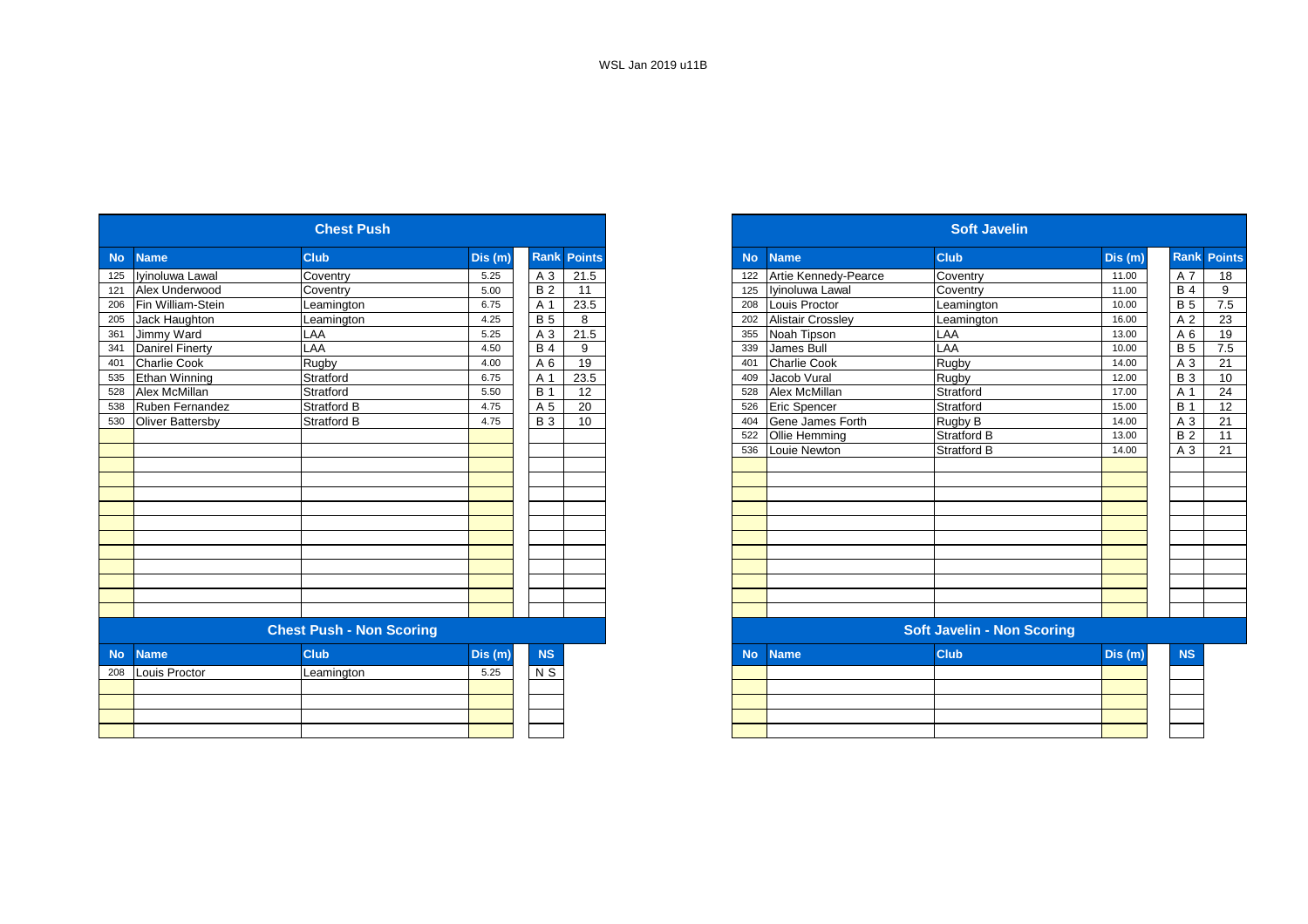WSL Jan 2019 u11B

## Chest Push

| No | Name | Club | Dis (m) | Rank | Points |
|---|---|---|---|---|---|
| 125 | Iyinoluwa Lawal | Coventry | 5.25 | A 3 | 21.5 |
| 121 | Alex Underwood | Coventry | 5.00 | B 2 | 11 |
| 206 | Fin William-Stein | Leamington | 6.75 | A 1 | 23.5 |
| 205 | Jack Haughton | Leamington | 4.25 | B 5 | 8 |
| 361 | Jimmy Ward | LAA | 5.25 | A 3 | 21.5 |
| 341 | Danirel Finerty | LAA | 4.50 | B 4 | 9 |
| 401 | Charlie Cook | Rugby | 4.00 | A 6 | 19 |
| 535 | Ethan Winning | Stratford | 6.75 | A 1 | 23.5 |
| 528 | Alex McMillan | Stratford | 5.50 | B 1 | 12 |
| 538 | Ruben Fernandez | Stratford B | 4.75 | A 5 | 20 |
| 530 | Oliver Battersby | Stratford B | 4.75 | B 3 | 10 |

## Chest Push - Non Scoring

| No | Name | Club | Dis (m) | NS |
|---|---|---|---|---|
| 208 | Louis Proctor | Leamington | 5.25 | N S |

## Soft Javelin

| No | Name | Club | Dis (m) | Rank | Points |
|---|---|---|---|---|---|
| 122 | Artie Kennedy-Pearce | Coventry | 11.00 | A 7 | 18 |
| 125 | Iyinoluwa Lawal | Coventry | 11.00 | B 4 | 9 |
| 208 | Louis Proctor | Leamington | 10.00 | B 5 | 7.5 |
| 202 | Alistair Crossley | Leamington | 16.00 | A 2 | 23 |
| 355 | Noah Tipson | LAA | 13.00 | A 6 | 19 |
| 339 | James Bull | LAA | 10.00 | B 5 | 7.5 |
| 401 | Charlie Cook | Rugby | 14.00 | A 3 | 21 |
| 409 | Jacob Vural | Rugby | 12.00 | B 3 | 10 |
| 528 | Alex McMillan | Stratford | 17.00 | A 1 | 24 |
| 526 | Eric Spencer | Stratford | 15.00 | B 1 | 12 |
| 404 | Gene James Forth | Rugby B | 14.00 | A 3 | 21 |
| 522 | Ollie Hemming | Stratford B | 13.00 | B 2 | 11 |
| 536 | Louie Newton | Stratford B | 14.00 | A 3 | 21 |

## Soft Javelin - Non Scoring

| No | Name | Club | Dis (m) | NS |
|---|---|---|---|---|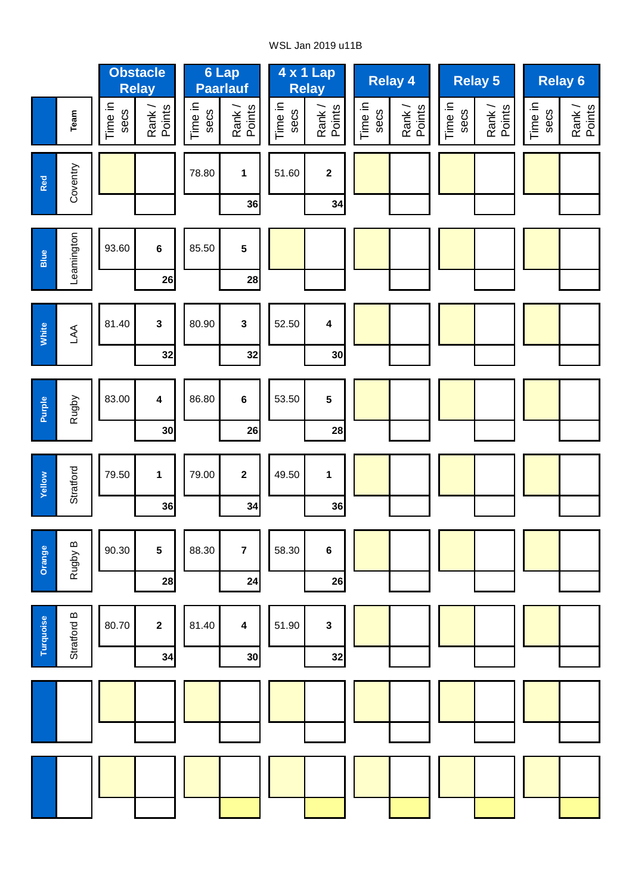WSL Jan 2019 u11B

| | Team | Obstacle Relay | | 6 Lap Paarlauf | | 4 x 1 Lap Relay | | Relay 4 | | Relay 5 | | Relay 6 | |
|---|---|---|---|---|---|---|---|---|---|---|---|---|---|
| | | Time in secs | Rank / Points | Time in secs | Rank / Points | Time in secs | Rank / Points | Time in secs | Rank / Points | Time in secs | Rank / Points | Time in secs | Rank / Points |
| Red | Coventry | | | 78.80 | 1 | 51.60 | 2 | | | | | | |
| | | | | | 36 | | 34 | | | | | | |
| Blue | Leamington | 93.60 | 6 | 85.50 | 5 | | | | | | | | |
| | | | 26 | | 28 | | | | | | | | |
| White | LAA | 81.40 | 3 | 80.90 | 3 | 52.50 | 4 | | | | | | |
| | | | 32 | | 32 | | 30 | | | | | | |
| Purple | Rugby | 83.00 | 4 | 86.80 | 6 | 53.50 | 5 | | | | | | |
| | | | 30 | | 26 | | 28 | | | | | | |
| Yellow | Stratford | 79.50 | 1 | 79.00 | 2 | 49.50 | 1 | | | | | | |
| | | | 36 | | 34 | | 36 | | | | | | |
| Orange | Rugby B | 90.30 | 5 | 88.30 | 7 | 58.30 | 6 | | | | | | |
| | | | 28 | | 24 | | 26 | | | | | | |
| Turquoise | Stratford B | 80.70 | 2 | 81.40 | 4 | 51.90 | 3 | | | | | | |
| | | | 34 | | 30 | | 32 | | | | | | |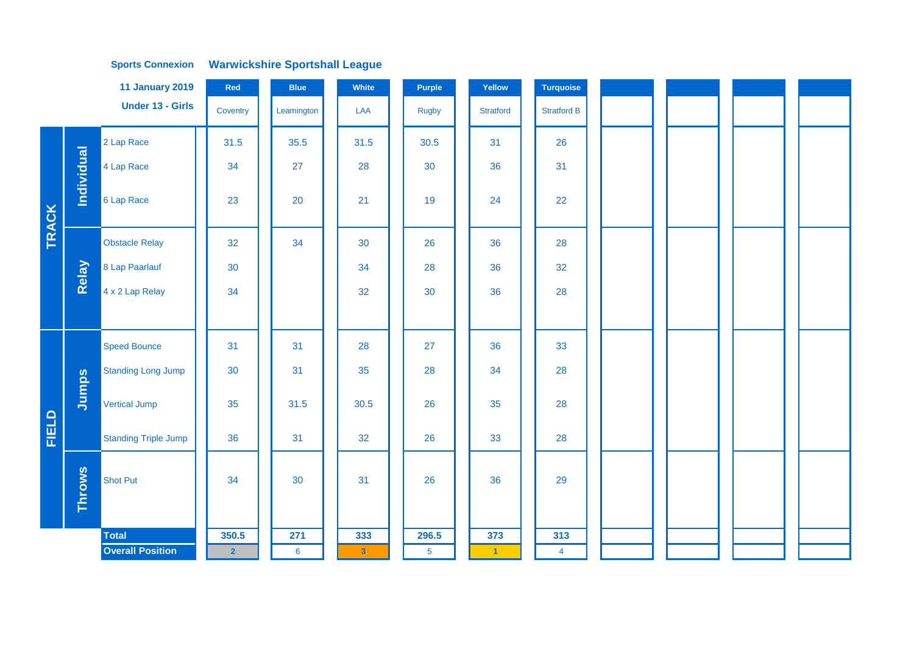**Sports Connexion** **Warwickshire Sportshall League**

**11 January 2019**

**Under 13 - Girls**

| | | | Red | Blue | White | Purple | Yellow | Turquoise | | | | |
|---|---|---|---|---|---|---|---|---|---|---|---|---|
| | | | Coventry | Leamington | LAA | Rugby | Stratford | Stratford B | | | | |
| TRACK | Individual | 2 Lap Race | 31.5 | 35.5 | 31.5 | 30.5 | 31 | 26 | | | | |
| | | 4 Lap Race | 34 | 27 | 28 | 30 | 36 | 31 | | | | |
| | | 6 Lap Race | 23 | 20 | 21 | 19 | 24 | 22 | | | | |
| | Relay | Obstacle Relay | 32 | 34 | 30 | 26 | 36 | 28 | | | | |
| | | 8 Lap Paarlauf | 30 | | 34 | 28 | 36 | 32 | | | | |
| | | 4 x 2 Lap Relay | 34 | | 32 | 30 | 36 | 28 | | | | |
| FIELD | Jumps | Speed Bounce | 31 | 31 | 28 | 27 | 36 | 33 | | | | |
| | | Standing Long Jump | 30 | 31 | 35 | 28 | 34 | 28 | | | | |
| | | Vertical Jump | 35 | 31.5 | 30.5 | 26 | 35 | 28 | | | | |
| | | Standing Triple Jump | 36 | 31 | 32 | 26 | 33 | 28 | | | | |
| | Throws | Shot Put | 34 | 30 | 31 | 26 | 36 | 29 | | | | |
| | | **Total** | **350.5** | **271** | **333** | **296.5** | **373** | **313** | | | | |
| | | **Overall Position** | 2 | 6 | 3 | 5 | 1 | 4 | | | | |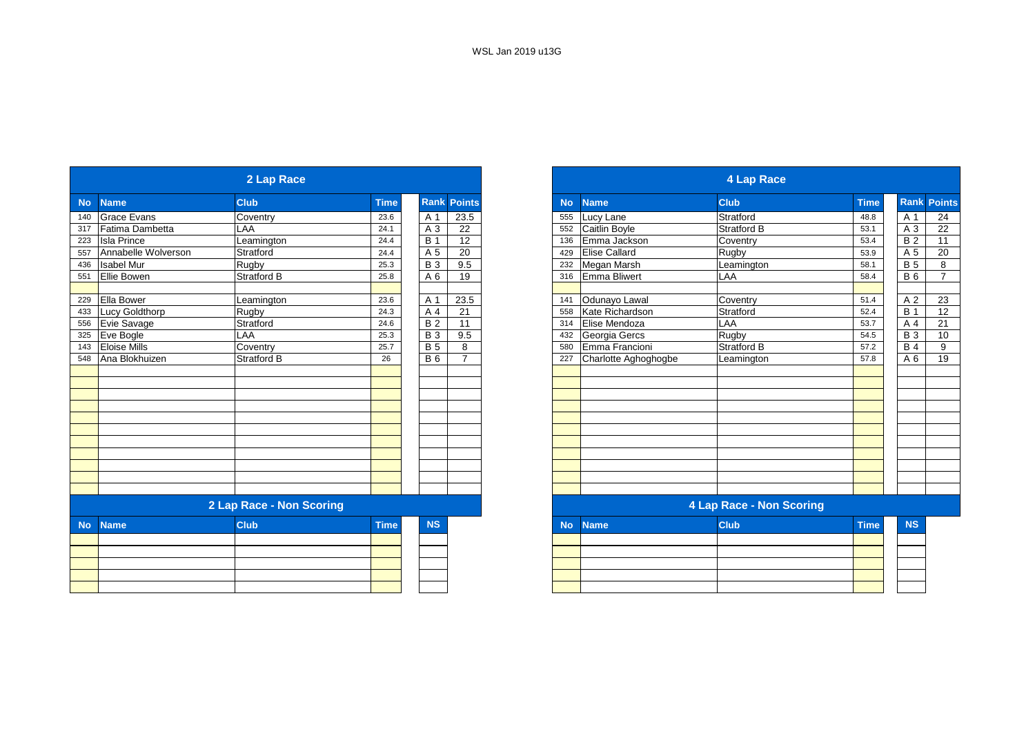WSL Jan 2019 u13G

## 2 Lap Race

| No | Name | Club | Time | Rank | Points |
|---|---|---|---|---|---|
| 140 | Grace Evans | Coventry | 23.6 | A 1 | 23.5 |
| 317 | Fatima Dambetta | LAA | 24.1 | A 3 | 22 |
| 223 | Isla Prince | Leamington | 24.4 | B 1 | 12 |
| 557 | Annabelle Wolverson | Stratford | 24.4 | A 5 | 20 |
| 436 | Isabel Mur | Rugby | 25.3 | B 3 | 9.5 |
| 551 | Ellie Bowen | Stratford B | 25.8 | A 6 | 19 |
| | | | | | |
| 229 | Ella Bower | Leamington | 23.6 | A 1 | 23.5 |
| 433 | Lucy Goldthorp | Rugby | 24.3 | A 4 | 21 |
| 556 | Evie Savage | Stratford | 24.6 | B 2 | 11 |
| 325 | Eve Bogle | LAA | 25.3 | B 3 | 9.5 |
| 143 | Eloise Mills | Coventry | 25.7 | B 5 | 8 |
| 548 | Ana Blokhuizen | Stratford B | 26 | B 6 | 7 |

## 2 Lap Race - Non Scoring

| No | Name | Club | Time | NS |
|---|---|---|---|---|
| | | | | |

## 4 Lap Race

| No | Name | Club | Time | Rank | Points |
|---|---|---|---|---|---|
| 555 | Lucy Lane | Stratford | 48.8 | A 1 | 24 |
| 552 | Caitlin Boyle | Stratford B | 53.1 | A 3 | 22 |
| 136 | Emma Jackson | Coventry | 53.4 | B 2 | 11 |
| 429 | Elise Callard | Rugby | 53.9 | A 5 | 20 |
| 232 | Megan Marsh | Leamington | 58.1 | B 5 | 8 |
| 316 | Emma Bliwert | LAA | 58.4 | B 6 | 7 |
| | | | | | |
| 141 | Odunayo Lawal | Coventry | 51.4 | A 2 | 23 |
| 558 | Kate Richardson | Stratford | 52.4 | B 1 | 12 |
| 314 | Elise Mendoza | LAA | 53.7 | A 4 | 21 |
| 432 | Georgia Gercs | Rugby | 54.5 | B 3 | 10 |
| 580 | Emma Francioni | Stratford B | 57.2 | B 4 | 9 |
| 227 | Charlotte Aghoghogbe | Leamington | 57.8 | A 6 | 19 |

## 4 Lap Race - Non Scoring

| No | Name | Club | Time | NS |
|---|---|---|---|---|
| | | | | |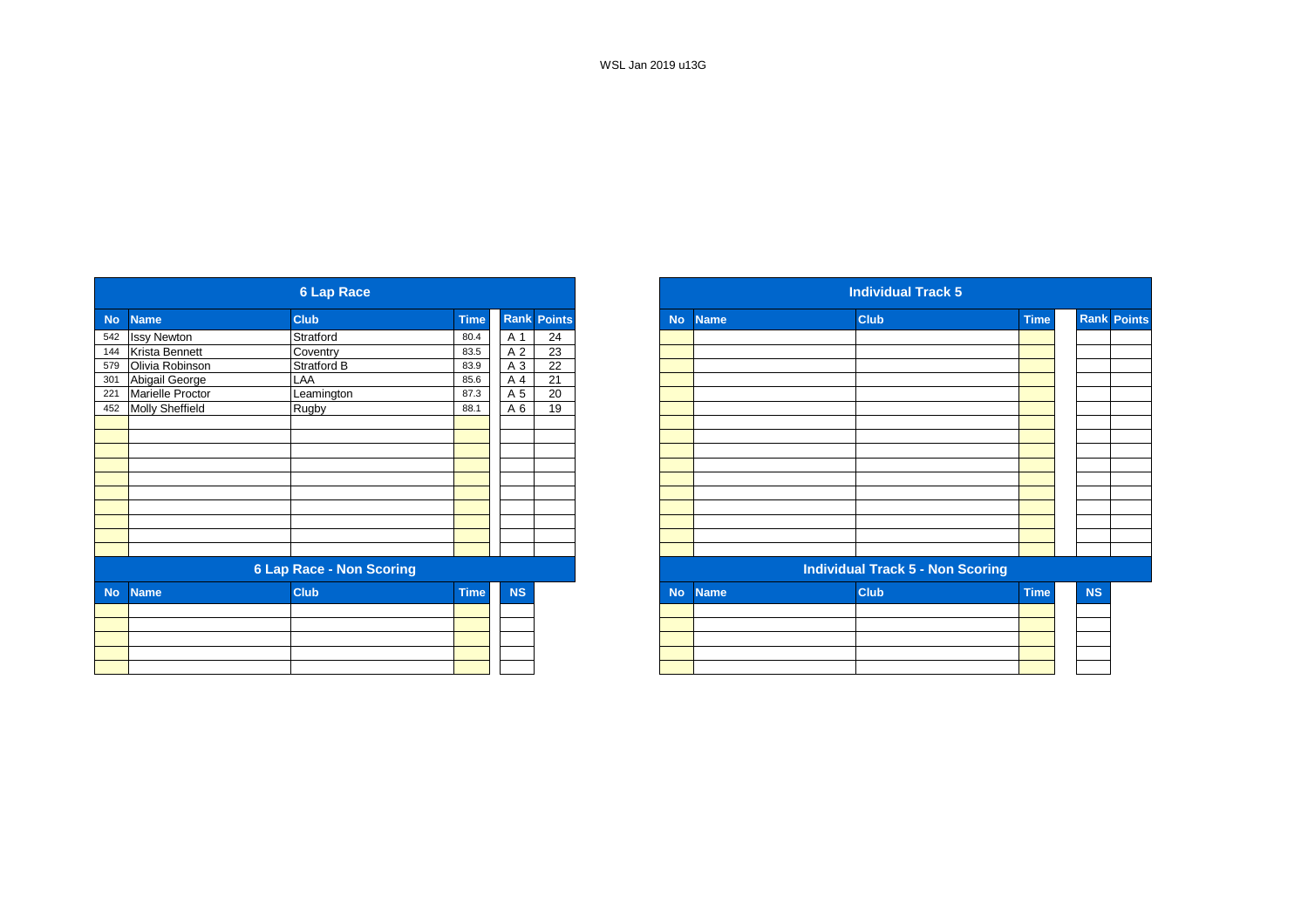WSL Jan 2019 u13G

## 6 Lap Race

| No | Name | Club | Time | Rank | Points |
|---|---|---|---|---|---|
| 542 | Issy Newton | Stratford | 80.4 | A 1 | 24 |
| 144 | Krista Bennett | Coventry | 83.5 | A 2 | 23 |
| 579 | Olivia Robinson | Stratford B | 83.9 | A 3 | 22 |
| 301 | Abigail George | LAA | 85.6 | A 4 | 21 |
| 221 | Marielle Proctor | Leamington | 87.3 | A 5 | 20 |
| 452 | Molly Sheffield | Rugby | 88.1 | A 6 | 19 |

## 6 Lap Race - Non Scoring

| No | Name | Club | Time | NS |
|---|---|---|---|---|

## Individual Track 5

| No | Name | Club | Time | Rank | Points |
|---|---|---|---|---|---|

## Individual Track 5 - Non Scoring

| No | Name | Club | Time | NS |
|---|---|---|---|---|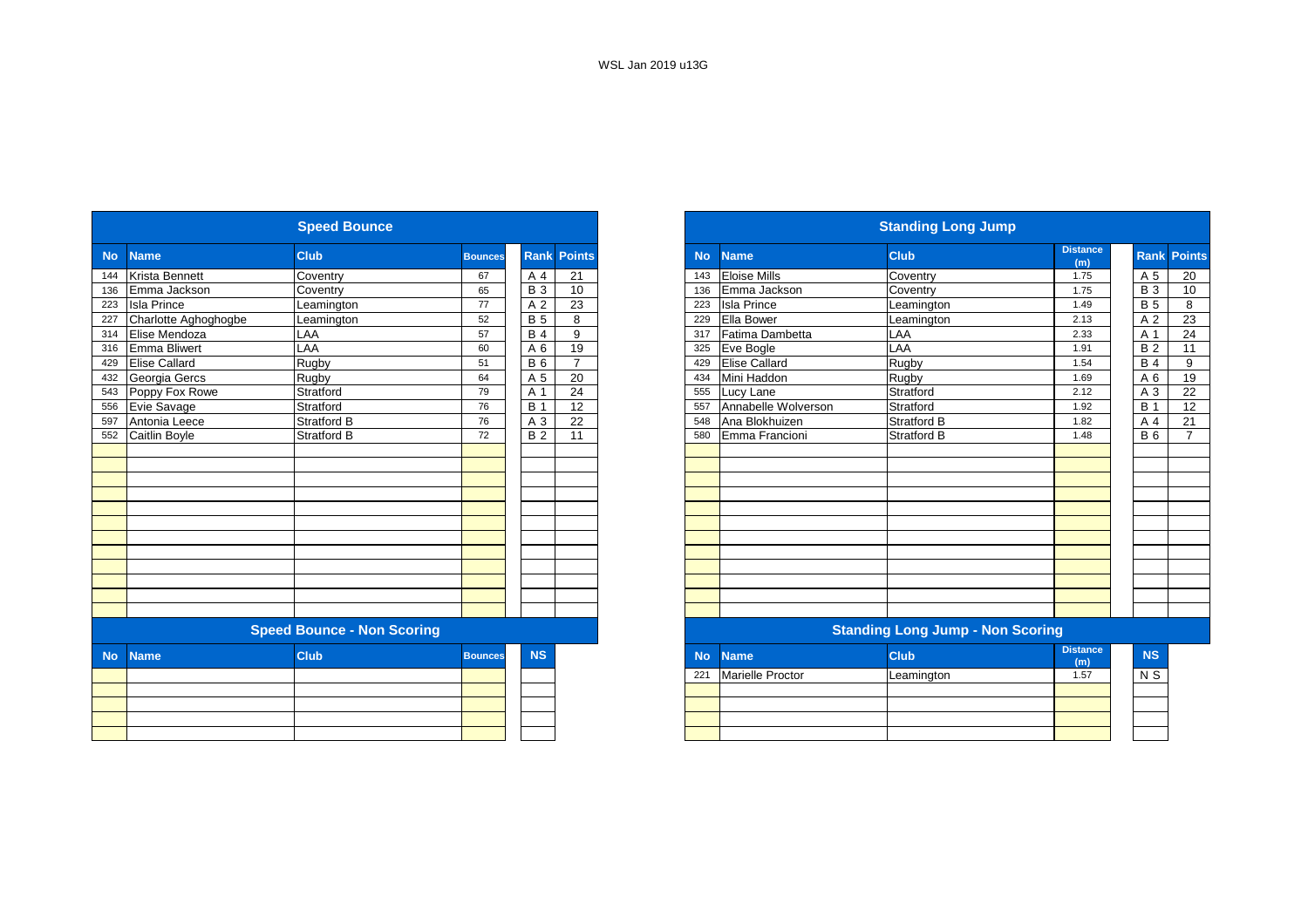WSL Jan 2019 u13G

## Speed Bounce

| No | Name | Club | Bounces | Rank | Points |
|---|---|---|---|---|---|
| 144 | Krista Bennett | Coventry | 67 | A 4 | 21 |
| 136 | Emma Jackson | Coventry | 65 | B 3 | 10 |
| 223 | Isla Prince | Leamington | 77 | A 2 | 23 |
| 227 | Charlotte Aghoghogbe | Leamington | 52 | B 5 | 8 |
| 314 | Elise Mendoza | LAA | 57 | B 4 | 9 |
| 316 | Emma Bliwert | LAA | 60 | A 6 | 19 |
| 429 | Elise Callard | Rugby | 51 | B 6 | 7 |
| 432 | Georgia Gercs | Rugby | 64 | A 5 | 20 |
| 543 | Poppy Fox Rowe | Stratford | 79 | A 1 | 24 |
| 556 | Evie Savage | Stratford | 76 | B 1 | 12 |
| 597 | Antonia Leece | Stratford B | 76 | A 3 | 22 |
| 552 | Caitlin Boyle | Stratford B | 72 | B 2 | 11 |

## Speed Bounce - Non Scoring

| No | Name | Club | Bounces | NS |
|---|---|---|---|---|

## Standing Long Jump

| No | Name | Club | Distance (m) | Rank | Points |
|---|---|---|---|---|---|
| 143 | Eloise Mills | Coventry | 1.75 | A 5 | 20 |
| 136 | Emma Jackson | Coventry | 1.75 | B 3 | 10 |
| 223 | Isla Prince | Leamington | 1.49 | B 5 | 8 |
| 229 | Ella Bower | Leamington | 2.13 | A 2 | 23 |
| 317 | Fatima Dambetta | LAA | 2.33 | A 1 | 24 |
| 325 | Eve Bogle | LAA | 1.91 | B 2 | 11 |
| 429 | Elise Callard | Rugby | 1.54 | B 4 | 9 |
| 434 | Mini Haddon | Rugby | 1.69 | A 6 | 19 |
| 555 | Lucy Lane | Stratford | 2.12 | A 3 | 22 |
| 557 | Annabelle Wolverson | Stratford | 1.92 | B 1 | 12 |
| 548 | Ana Blokhuizen | Stratford B | 1.82 | A 4 | 21 |
| 580 | Emma Francioni | Stratford B | 1.48 | B 6 | 7 |

## Standing Long Jump - Non Scoring

| No | Name | Club | Distance (m) | NS |
|---|---|---|---|---|
| 221 | Marielle Proctor | Leamington | 1.57 | N S |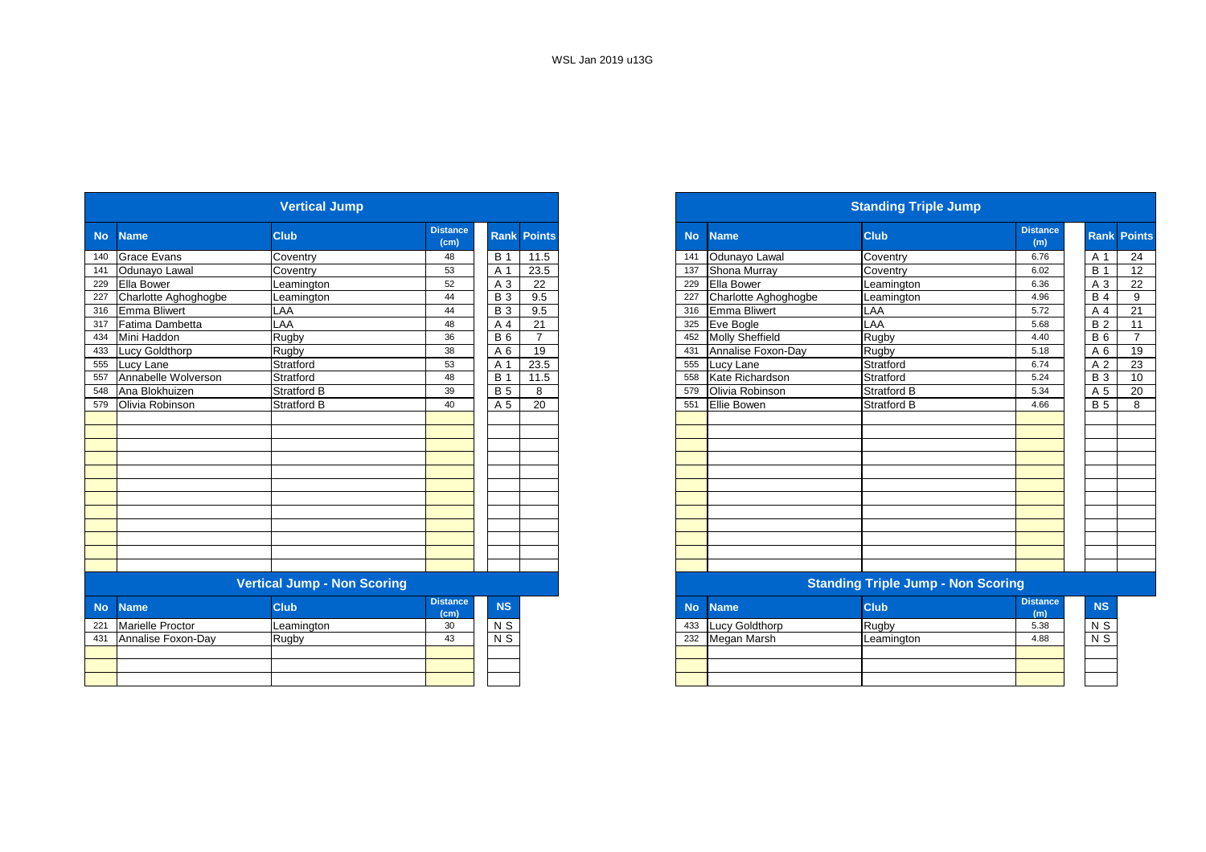WSL Jan 2019 u13G

## Vertical Jump

| No | Name | Club | Distance (cm) | Rank | Points |
|---|---|---|---|---|---|
| 140 | Grace Evans | Coventry | 48 | B 1 | 11.5 |
| 141 | Odunayo Lawal | Coventry | 53 | A 1 | 23.5 |
| 229 | Ella Bower | Leamington | 52 | A 3 | 22 |
| 227 | Charlotte Aghoghogbe | Leamington | 44 | B 3 | 9.5 |
| 316 | Emma Bliwert | LAA | 44 | B 3 | 9.5 |
| 317 | Fatima Dambetta | LAA | 48 | A 4 | 21 |
| 434 | Mini Haddon | Rugby | 36 | B 6 | 7 |
| 433 | Lucy Goldthorp | Rugby | 38 | A 6 | 19 |
| 555 | Lucy Lane | Stratford | 53 | A 1 | 23.5 |
| 557 | Annabelle Wolverson | Stratford | 48 | B 1 | 11.5 |
| 548 | Ana Blokhuizen | Stratford B | 39 | B 5 | 8 |
| 579 | Olivia Robinson | Stratford B | 40 | A 5 | 20 |

## Vertical Jump - Non Scoring

| No | Name | Club | Distance (cm) | NS |
|---|---|---|---|---|
| 221 | Marielle Proctor | Leamington | 30 | N S |
| 431 | Annalise Foxon-Day | Rugby | 43 | N S |

## Standing Triple Jump

| No | Name | Club | Distance (m) | Rank | Points |
|---|---|---|---|---|---|
| 141 | Odunayo Lawal | Coventry | 6.76 | A 1 | 24 |
| 137 | Shona Murray | Coventry | 6.02 | B 1 | 12 |
| 229 | Ella Bower | Leamington | 6.36 | A 3 | 22 |
| 227 | Charlotte Aghoghogbe | Leamington | 4.96 | B 4 | 9 |
| 316 | Emma Bliwert | LAA | 5.72 | A 4 | 21 |
| 325 | Eve Bogle | LAA | 5.68 | B 2 | 11 |
| 452 | Molly Sheffield | Rugby | 4.40 | B 6 | 7 |
| 431 | Annalise Foxon-Day | Rugby | 5.18 | A 6 | 19 |
| 555 | Lucy Lane | Stratford | 6.74 | A 2 | 23 |
| 558 | Kate Richardson | Stratford | 5.24 | B 3 | 10 |
| 579 | Olivia Robinson | Stratford B | 5.34 | A 5 | 20 |
| 551 | Ellie Bowen | Stratford B | 4.66 | B 5 | 8 |

## Standing Triple Jump - Non Scoring

| No | Name | Club | Distance (m) | NS |
|---|---|---|---|---|
| 433 | Lucy Goldthorp | Rugby | 5.38 | N S |
| 232 | Megan Marsh | Leamington | 4.88 | N S |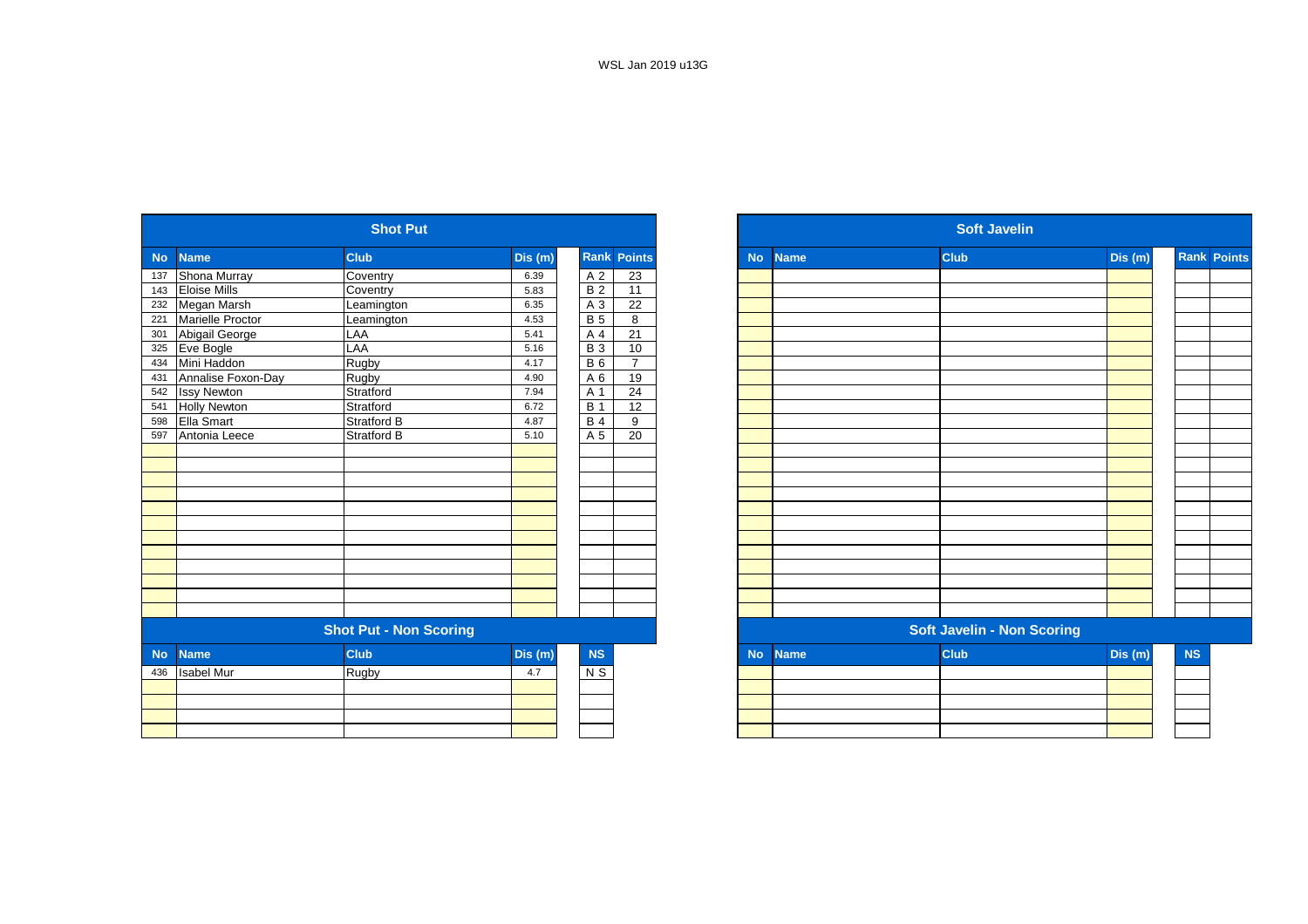WSL Jan 2019 u13G

## Shot Put

| No | Name | Club | Dis (m) | Rank | Points |
|---|---|---|---|---|---|
| 137 | Shona Murray | Coventry | 6.39 | A 2 | 23 |
| 143 | Eloise Mills | Coventry | 5.83 | B 2 | 11 |
| 232 | Megan Marsh | Leamington | 6.35 | A 3 | 22 |
| 221 | Marielle Proctor | Leamington | 4.53 | B 5 | 8 |
| 301 | Abigail George | LAA | 5.41 | A 4 | 21 |
| 325 | Eve Bogle | LAA | 5.16 | B 3 | 10 |
| 434 | Mini Haddon | Rugby | 4.17 | B 6 | 7 |
| 431 | Annalise Foxon-Day | Rugby | 4.90 | A 6 | 19 |
| 542 | Issy Newton | Stratford | 7.94 | A 1 | 24 |
| 541 | Holly Newton | Stratford | 6.72 | B 1 | 12 |
| 598 | Ella Smart | Stratford B | 4.87 | B 4 | 9 |
| 597 | Antonia Leece | Stratford B | 5.10 | A 5 | 20 |

## Shot Put - Non Scoring

| No | Name | Club | Dis (m) | NS |
|---|---|---|---|---|
| 436 | Isabel Mur | Rugby | 4.7 | N S |

## Soft Javelin

| No | Name | Club | Dis (m) | Rank | Points |
|---|---|---|---|---|---|

## Soft Javelin - Non Scoring

| No | Name | Club | Dis (m) | NS |
|---|---|---|---|---|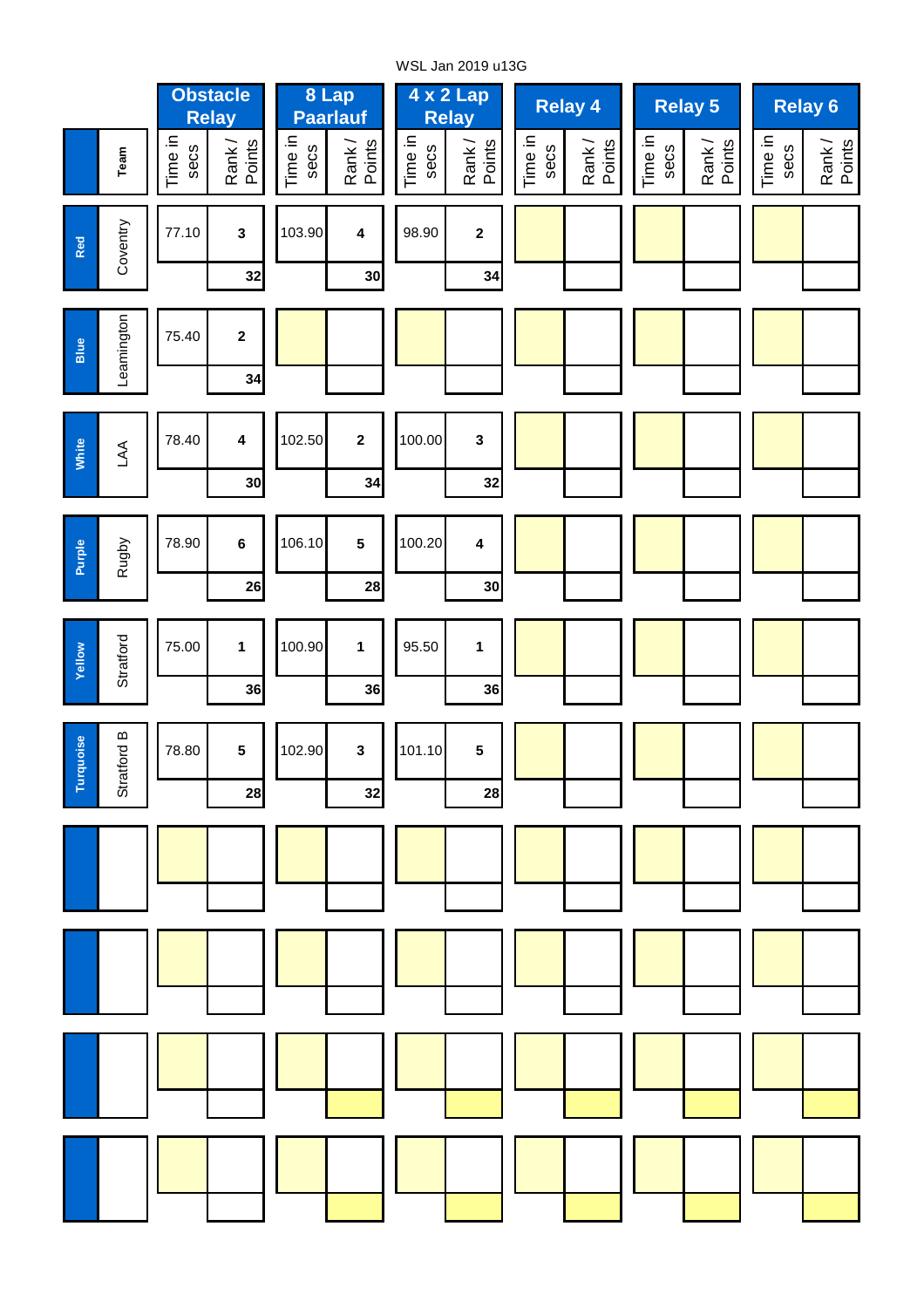WSL Jan 2019 u13G

| | Team | Obstacle Relay | | 8 Lap Paarlauf | | 4 x 2 Lap Relay | | Relay 4 | | Relay 5 | | Relay 6 | |
|---|---|---|---|---|---|---|---|---|---|---|---|---|---|
| | | Time in secs | Rank / Points | Time in secs | Rank / Points | Time in secs | Rank / Points | Time in secs | Rank / Points | Time in secs | Rank / Points | Time in secs | Rank / Points |
| Red | Coventry | 77.10 | 3 | 103.90 | 4 | 98.90 | 2 | | | | | | |
| | | | 32 | | 30 | | 34 | | | | | | |
| Blue | Leamington | 75.40 | 2 | | | | | | | | | | |
| | | | 34 | | | | | | | | | | |
| White | LAA | 78.40 | 4 | 102.50 | 2 | 100.00 | 3 | | | | | | |
| | | | 30 | | 34 | | 32 | | | | | | |
| Purple | Rugby | 78.90 | 6 | 106.10 | 5 | 100.20 | 4 | | | | | | |
| | | | 26 | | 28 | | 30 | | | | | | |
| Yellow | Stratford | 75.00 | 1 | 100.90 | 1 | 95.50 | 1 | | | | | | |
| | | | 36 | | 36 | | 36 | | | | | | |
| Turquoise | Stratford B | 78.80 | 5 | 102.90 | 3 | 101.10 | 5 | | | | | | |
| | | | 28 | | 32 | | 28 | | | | | | |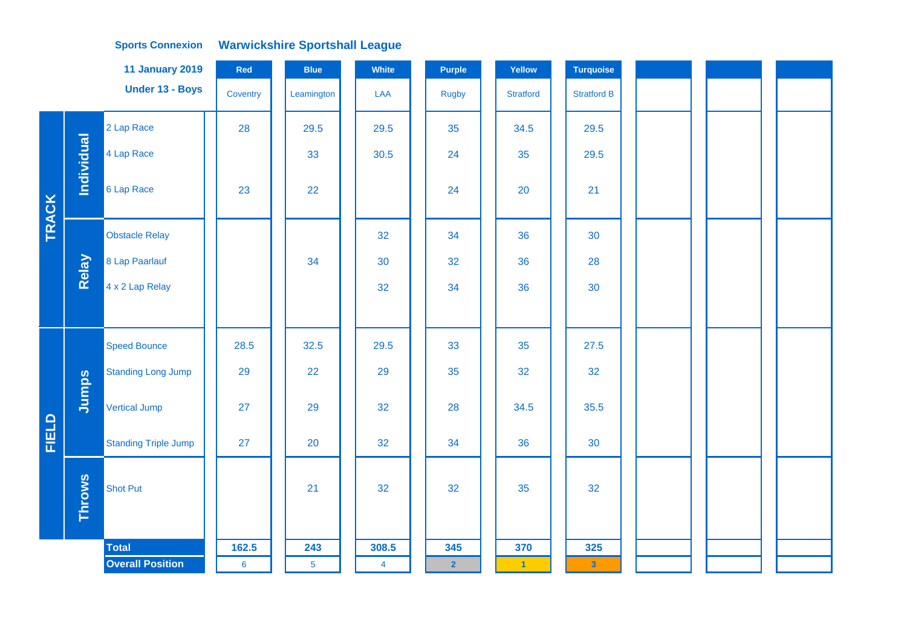**Sports Connexion** **Warwickshire Sportshall League**

**11 January 2019**

**Under 13 - Boys**

| | | | Red | Blue | White | Purple | Yellow | Turquoise | | | |
|---|---|---|---|---|---|---|---|---|---|---|---|
| | | | Coventry | Leamington | LAA | Rugby | Stratford | Stratford B | | | |
| TRACK | Individual | 2 Lap Race | 28 | 29.5 | 29.5 | 35 | 34.5 | 29.5 | | | |
| | | 4 Lap Race | | 33 | 30.5 | 24 | 35 | 29.5 | | | |
| | | 6 Lap Race | 23 | 22 | | 24 | 20 | 21 | | | |
| | Relay | Obstacle Relay | | | 32 | 34 | 36 | 30 | | | |
| | | 8 Lap Paarlauf | | 34 | 30 | 32 | 36 | 28 | | | |
| | | 4 x 2 Lap Relay | | | 32 | 34 | 36 | 30 | | | |
| FIELD | Jumps | Speed Bounce | 28.5 | 32.5 | 29.5 | 33 | 35 | 27.5 | | | |
| | | Standing Long Jump | 29 | 22 | 29 | 35 | 32 | 32 | | | |
| | | Vertical Jump | 27 | 29 | 32 | 28 | 34.5 | 35.5 | | | |
| | | Standing Triple Jump | 27 | 20 | 32 | 34 | 36 | 30 | | | |
| | Throws | Shot Put | | 21 | 32 | 32 | 35 | 32 | | | |
| | | **Total** | **162.5** | **243** | **308.5** | **345** | **370** | **325** | | | |
| | | **Overall Position** | 6 | 5 | 4 | 2 | 1 | 3 | | | |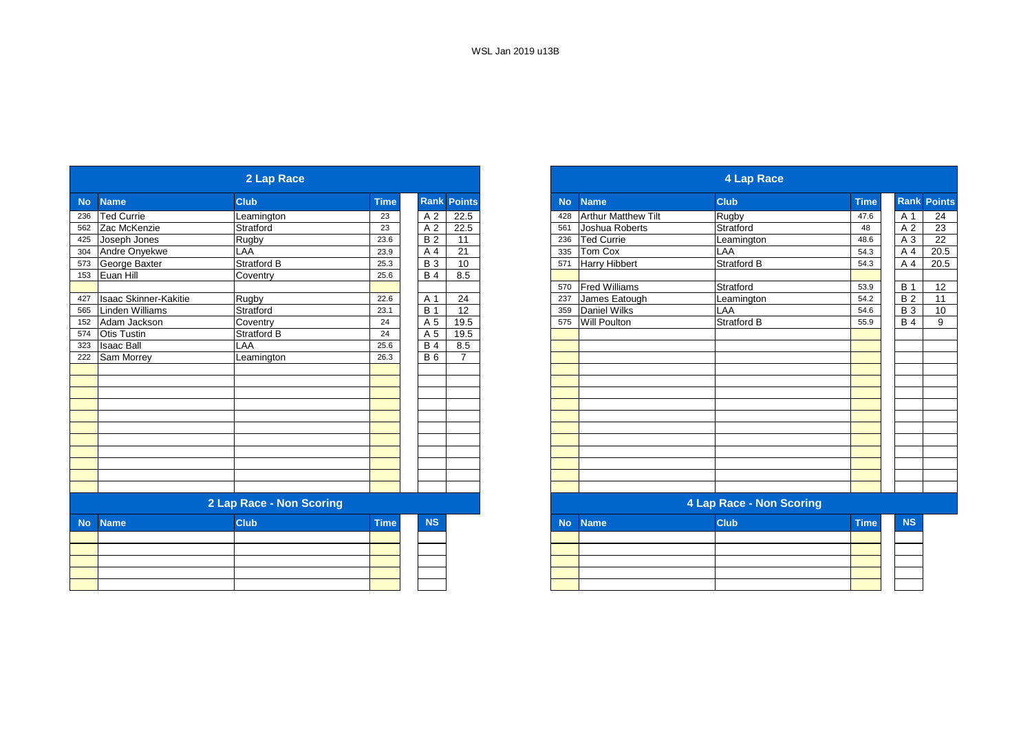WSL Jan 2019 u13B

## 2 Lap Race

| No | Name | Club | Time | Rank | Points |
|---|---|---|---|---|---|
| 236 | Ted Currie | Leamington | 23 | A 2 | 22.5 |
| 562 | Zac McKenzie | Stratford | 23 | A 2 | 22.5 |
| 425 | Joseph Jones | Rugby | 23.6 | B 2 | 11 |
| 304 | Andre Onyekwe | LAA | 23.9 | A 4 | 21 |
| 573 | George Baxter | Stratford B | 25.3 | B 3 | 10 |
| 153 | Euan Hill | Coventry | 25.6 | B 4 | 8.5 |
| | | | | | |
| 427 | Isaac Skinner-Kakitie | Rugby | 22.6 | A 1 | 24 |
| 565 | Linden Williams | Stratford | 23.1 | B 1 | 12 |
| 152 | Adam Jackson | Coventry | 24 | A 5 | 19.5 |
| 574 | Otis Tustin | Stratford B | 24 | A 5 | 19.5 |
| 323 | Isaac Ball | LAA | 25.6 | B 4 | 8.5 |
| 222 | Sam Morrey | Leamington | 26.3 | B 6 | 7 |

## 2 Lap Race - Non Scoring

| No | Name | Club | Time | NS |
|---|---|---|---|---|

## 4 Lap Race

| No | Name | Club | Time | Rank | Points |
|---|---|---|---|---|---|
| 428 | Arthur Matthew Tilt | Rugby | 47.6 | A 1 | 24 |
| 561 | Joshua Roberts | Stratford | 48 | A 2 | 23 |
| 236 | Ted Currie | Leamington | 48.6 | A 3 | 22 |
| 335 | Tom Cox | LAA | 54.3 | A 4 | 20.5 |
| 571 | Harry Hibbert | Stratford B | 54.3 | A 4 | 20.5 |
| | | | | | |
| 570 | Fred Williams | Stratford | 53.9 | B 1 | 12 |
| 237 | James Eatough | Leamington | 54.2 | B 2 | 11 |
| 359 | Daniel Wilks | LAA | 54.6 | B 3 | 10 |
| 575 | Will Poulton | Stratford B | 55.9 | B 4 | 9 |

## 4 Lap Race - Non Scoring

| No | Name | Club | Time | NS |
|---|---|---|---|---|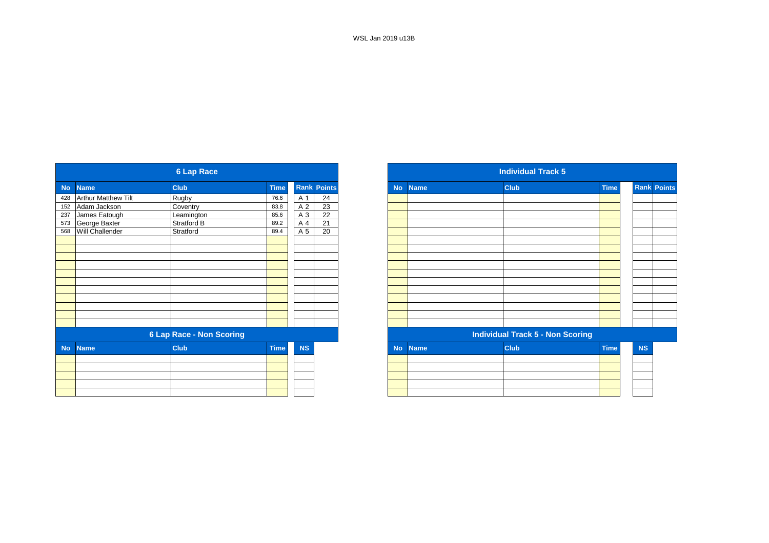WSL Jan 2019 u13B

## 6 Lap Race

| No | Name | Club | Time | Rank | Points |
|---|---|---|---|---|---|
| 428 | Arthur Matthew Tilt | Rugby | 76.6 | A 1 | 24 |
| 152 | Adam Jackson | Coventry | 83.8 | A 2 | 23 |
| 237 | James Eatough | Leamington | 85.6 | A 3 | 22 |
| 573 | George Baxter | Stratford B | 89.2 | A 4 | 21 |
| 568 | Will Challender | Stratford | 89.4 | A 5 | 20 |

## 6 Lap Race - Non Scoring

| No | Name | Club | Time | NS |
|---|---|---|---|---|

## Individual Track 5

| No | Name | Club | Time | Rank | Points |
|---|---|---|---|---|---|

## Individual Track 5 - Non Scoring

| No | Name | Club | Time | NS |
|---|---|---|---|---|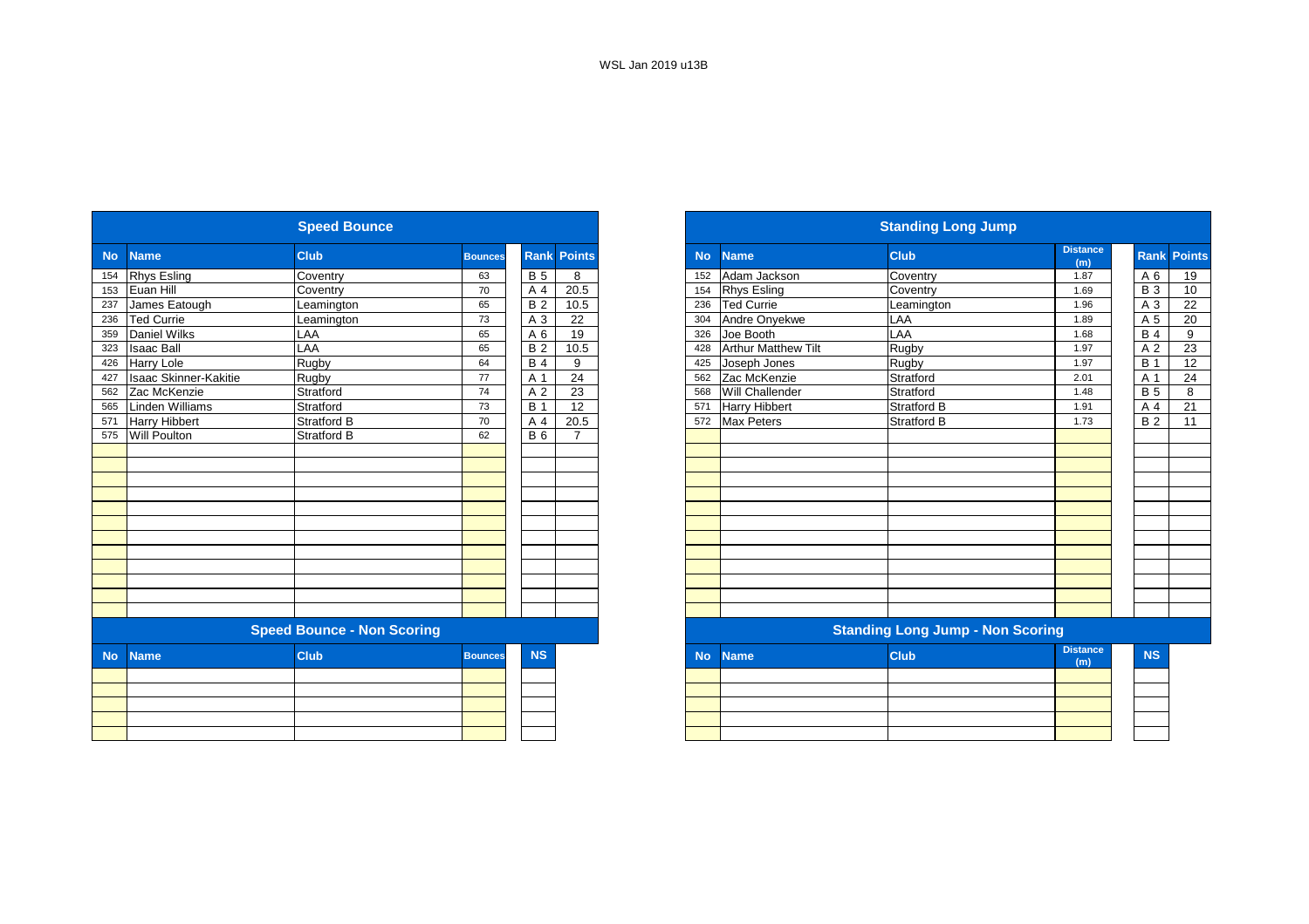WSL Jan 2019 u13B

## Speed Bounce

| No | Name | Club | Bounces | Rank | Points |
|---|---|---|---|---|---|
| 154 | Rhys Esling | Coventry | 63 | B 5 | 8 |
| 153 | Euan Hill | Coventry | 70 | A 4 | 20.5 |
| 237 | James Eatough | Leamington | 65 | B 2 | 10.5 |
| 236 | Ted Currie | Leamington | 73 | A 3 | 22 |
| 359 | Daniel Wilks | LAA | 65 | A 6 | 19 |
| 323 | Isaac Ball | LAA | 65 | B 2 | 10.5 |
| 426 | Harry Lole | Rugby | 64 | B 4 | 9 |
| 427 | Isaac Skinner-Kakitie | Rugby | 77 | A 1 | 24 |
| 562 | Zac McKenzie | Stratford | 74 | A 2 | 23 |
| 565 | Linden Williams | Stratford | 73 | B 1 | 12 |
| 571 | Harry Hibbert | Stratford B | 70 | A 4 | 20.5 |
| 575 | Will Poulton | Stratford B | 62 | B 6 | 7 |

## Speed Bounce - Non Scoring

| No | Name | Club | Bounces | NS |
|---|---|---|---|---|

## Standing Long Jump

| No | Name | Club | Distance (m) | Rank | Points |
|---|---|---|---|---|---|
| 152 | Adam Jackson | Coventry | 1.87 | A 6 | 19 |
| 154 | Rhys Esling | Coventry | 1.69 | B 3 | 10 |
| 236 | Ted Currie | Leamington | 1.96 | A 3 | 22 |
| 304 | Andre Onyekwe | LAA | 1.89 | A 5 | 20 |
| 326 | Joe Booth | LAA | 1.68 | B 4 | 9 |
| 428 | Arthur Matthew Tilt | Rugby | 1.97 | A 2 | 23 |
| 425 | Joseph Jones | Rugby | 1.97 | B 1 | 12 |
| 562 | Zac McKenzie | Stratford | 2.01 | A 1 | 24 |
| 568 | Will Challender | Stratford | 1.48 | B 5 | 8 |
| 571 | Harry Hibbert | Stratford B | 1.91 | A 4 | 21 |
| 572 | Max Peters | Stratford B | 1.73 | B 2 | 11 |

## Standing Long Jump - Non Scoring

| No | Name | Club | Distance (m) | NS |
|---|---|---|---|---|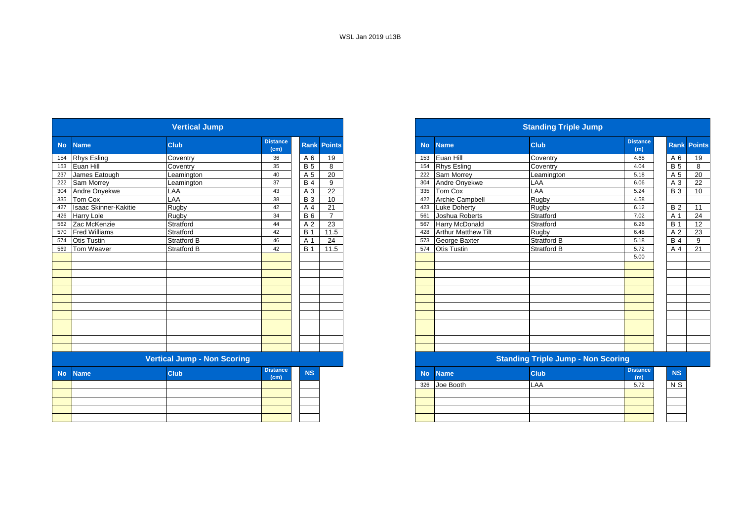WSL Jan 2019 u13B

## Vertical Jump

| No | Name | Club | Distance (cm) | Rank | Points |
|---|---|---|---|---|---|
| 154 | Rhys Esling | Coventry | 36 | A 6 | 19 |
| 153 | Euan Hill | Coventry | 35 | B 5 | 8 |
| 237 | James Eatough | Leamington | 40 | A 5 | 20 |
| 222 | Sam Morrey | Leamington | 37 | B 4 | 9 |
| 304 | Andre Onyekwe | LAA | 43 | A 3 | 22 |
| 335 | Tom Cox | LAA | 38 | B 3 | 10 |
| 427 | Isaac Skinner-Kakitie | Rugby | 42 | A 4 | 21 |
| 426 | Harry Lole | Rugby | 34 | B 6 | 7 |
| 562 | Zac McKenzie | Stratford | 44 | A 2 | 23 |
| 570 | Fred Williams | Stratford | 42 | B 1 | 11.5 |
| 574 | Otis Tustin | Stratford B | 46 | A 1 | 24 |
| 569 | Tom Weaver | Stratford B | 42 | B 1 | 11.5 |

## Vertical Jump - Non Scoring

| No | Name | Club | Distance (cm) | NS |
|---|---|---|---|---|

## Standing Triple Jump

| No | Name | Club | Distance (m) | Rank | Points |
|---|---|---|---|---|---|
| 153 | Euan Hill | Coventry | 4.68 | A 6 | 19 |
| 154 | Rhys Esling | Coventry | 4.04 | B 5 | 8 |
| 222 | Sam Morrey | Leamington | 5.18 | A 5 | 20 |
| 304 | Andre Onyekwe | LAA | 6.06 | A 3 | 22 |
| 335 | Tom Cox | LAA | 5.24 | B 3 | 10 |
| 422 | Archie Campbell | Rugby | 4.58 | | |
| 423 | Luke Doherty | Rugby | 6.12 | B 2 | 11 |
| 561 | Joshua Roberts | Stratford | 7.02 | A 1 | 24 |
| 567 | Harry McDonald | Stratford | 6.26 | B 1 | 12 |
| 428 | Arthur Matthew Tilt | Rugby | 6.48 | A 2 | 23 |
| 573 | George Baxter | Stratford B | 5.18 | B 4 | 9 |
| 574 | Otis Tustin | Stratford B | 5.72 | A 4 | 21 |
| | | | 5.00 | | |

## Standing Triple Jump - Non Scoring

| No | Name | Club | Distance (m) | NS |
|---|---|---|---|---|
| 326 | Joe Booth | LAA | 5.72 | N S |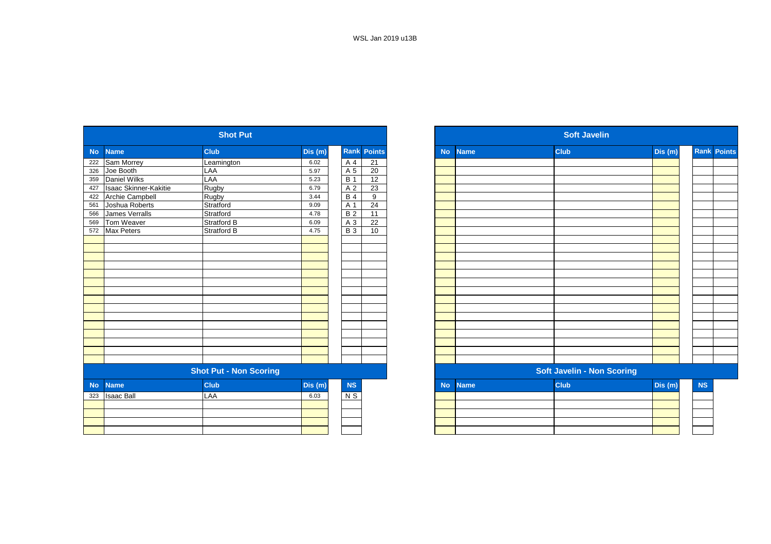WSL Jan 2019 u13B

## Shot Put

| No | Name | Club | Dis (m) | Rank | Points |
|---|---|---|---|---|---|
| 222 | Sam Morrey | Leamington | 6.02 | A 4 | 21 |
| 326 | Joe Booth | LAA | 5.97 | A 5 | 20 |
| 359 | Daniel Wilks | LAA | 5.23 | B 1 | 12 |
| 427 | Isaac Skinner-Kakitie | Rugby | 6.79 | A 2 | 23 |
| 422 | Archie Campbell | Rugby | 3.44 | B 4 | 9 |
| 561 | Joshua Roberts | Stratford | 9.09 | A 1 | 24 |
| 566 | James Verralls | Stratford | 4.78 | B 2 | 11 |
| 569 | Tom Weaver | Stratford B | 6.09 | A 3 | 22 |
| 572 | Max Peters | Stratford B | 4.75 | B 3 | 10 |

## Shot Put - Non Scoring

| No | Name | Club | Dis (m) | NS |
|---|---|---|---|---|
| 323 | Isaac Ball | LAA | 6.03 | N S |

## Soft Javelin

| No | Name | Club | Dis (m) | Rank | Points |
|---|---|---|---|---|---|

## Soft Javelin - Non Scoring

| No | Name | Club | Dis (m) | NS |
|---|---|---|---|---|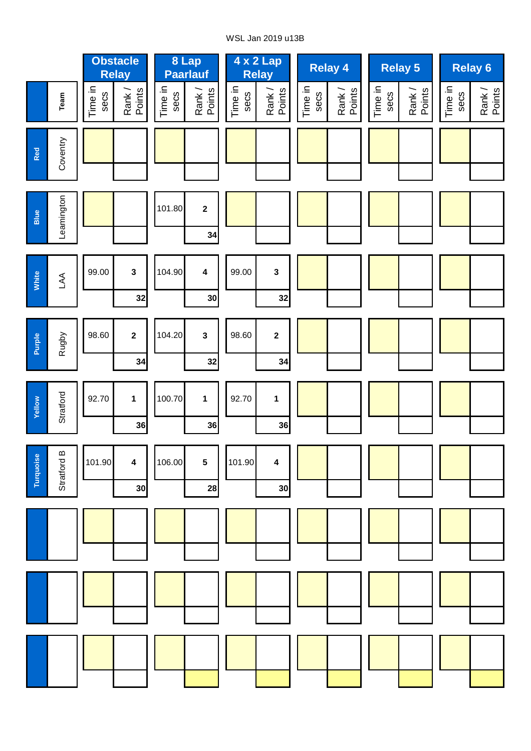WSL Jan 2019 u13B

| | | Obstacle Relay | | 8 Lap Paarlauf | | 4 x 2 Lap Relay | | Relay 4 | | Relay 5 | | Relay 6 | |
|---|---|---|---|---|---|---|---|---|---|---|---|---|---|
| | Team | Time in secs | Rank / Points | Time in secs | Rank / Points | Time in secs | Rank / Points | Time in secs | Rank / Points | Time in secs | Rank / Points | Time in secs | Rank / Points |
| Red | Coventry | | | | | | | | | | | | |
| Blue | Leamington | | | 101.80 | 2 / 34 | | | | | | | | |
| White | LAA | 99.00 | 3 / 32 | 104.90 | 4 / 30 | 99.00 | 3 / 32 | | | | | | |
| Purple | Rugby | 98.60 | 2 / 34 | 104.20 | 3 / 32 | 98.60 | 2 / 34 | | | | | | |
| Yellow | Stratford | 92.70 | 1 / 36 | 100.70 | 1 / 36 | 92.70 | 1 / 36 | | | | | | |
| Turquoise | Stratford B | 101.90 | 4 / 30 | 106.00 | 5 / 28 | 101.90 | 4 / 30 | | | | | | |
| | | | | | | | | | | | | | |
| | | | | | | | | | | | | | |
| | | | | | | | | | | | | | |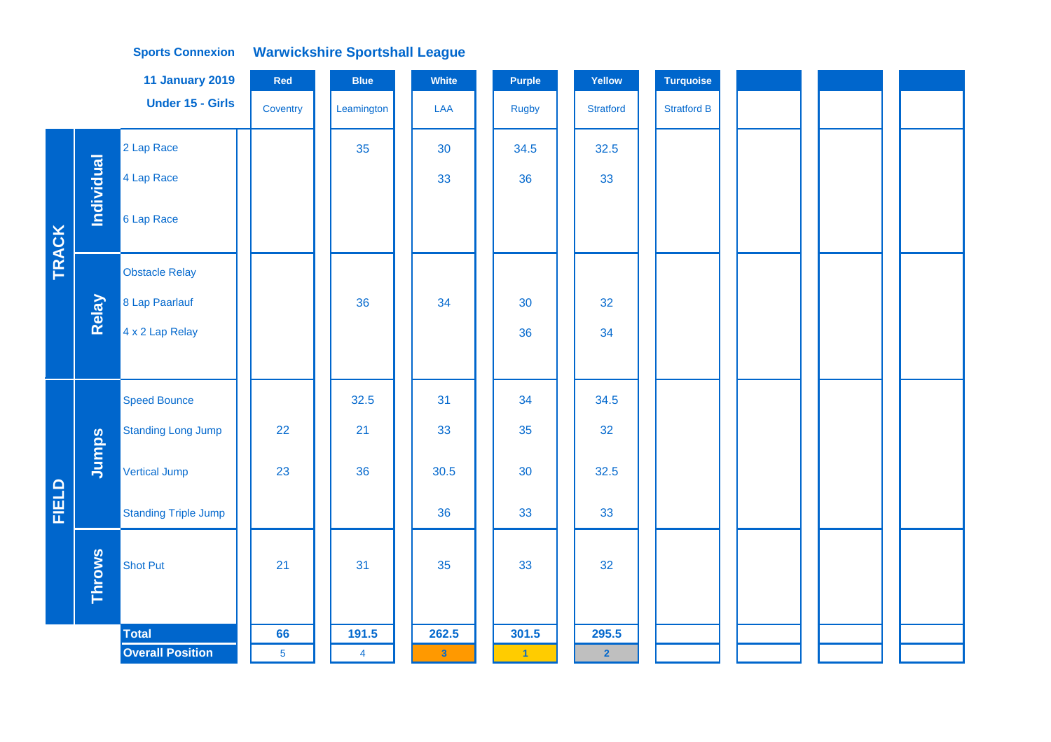**Sports Connexion** **Warwickshire Sportshall League**

**11 January 2019**

**Under 15 - Girls**

| | | | Red | Blue | White | Purple | Yellow | Turquoise | | | |
|---|---|---|---|---|---|---|---|---|---|---|---|
| | | | Coventry | Leamington | LAA | Rugby | Stratford | Stratford B | | | |
| TRACK | Individual | 2 Lap Race | | 35 | 30 | 34.5 | 32.5 | | | | |
| | | 4 Lap Race | | | 33 | 36 | 33 | | | | |
| | | 6 Lap Race | | | | | | | | | |
| | Relay | Obstacle Relay | | | | | | | | | |
| | | 8 Lap Paarlauf | | 36 | 34 | 30 | 32 | | | | |
| | | 4 x 2 Lap Relay | | | | 36 | 34 | | | | |
| FIELD | Jumps | Speed Bounce | | 32.5 | 31 | 34 | 34.5 | | | | |
| | | Standing Long Jump | 22 | 21 | 33 | 35 | 32 | | | | |
| | | Vertical Jump | 23 | 36 | 30.5 | 30 | 32.5 | | | | |
| | | Standing Triple Jump | | | 36 | 33 | 33 | | | | |
| | Throws | Shot Put | 21 | 31 | 35 | 33 | 32 | | | | |
| | | **Total** | **66** | **191.5** | **262.5** | **301.5** | **295.5** | | | | |
| | | **Overall Position** | 5 | 4 | 3 | 1 | 2 | | | | |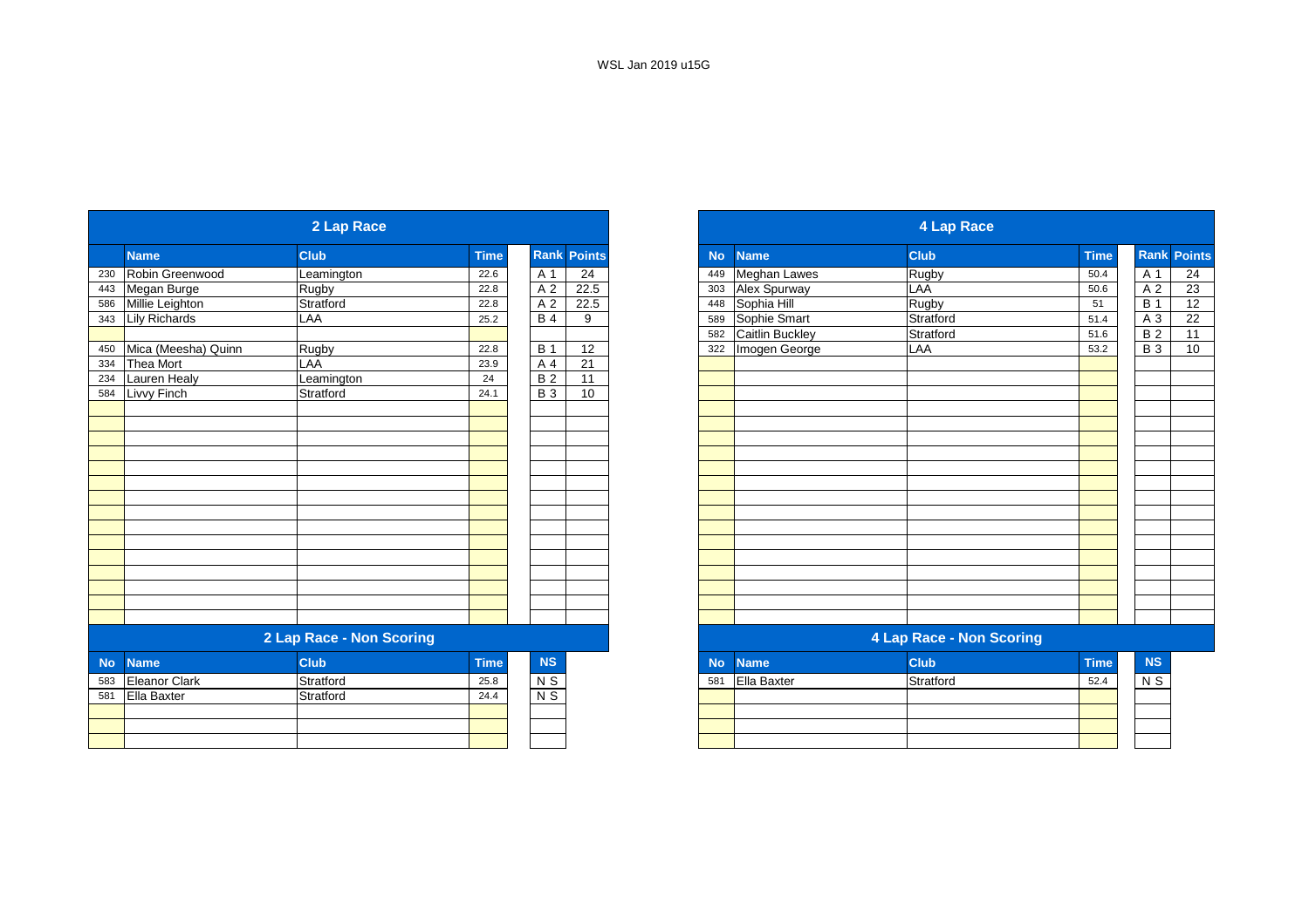WSL Jan 2019 u15G

## 2 Lap Race

| | Name | Club | Time | Rank | Points |
|---|---|---|---|---|---|
| 230 | Robin Greenwood | Leamington | 22.6 | A 1 | 24 |
| 443 | Megan Burge | Rugby | 22.8 | A 2 | 22.5 |
| 586 | Millie Leighton | Stratford | 22.8 | A 2 | 22.5 |
| 343 | Lily Richards | LAA | 25.2 | B 4 | 9 |
| | | | | | |
| 450 | Mica (Meesha) Quinn | Rugby | 22.8 | B 1 | 12 |
| 334 | Thea Mort | LAA | 23.9 | A 4 | 21 |
| 234 | Lauren Healy | Leamington | 24 | B 2 | 11 |
| 584 | Livvy Finch | Stratford | 24.1 | B 3 | 10 |

## 2 Lap Race - Non Scoring

| No | Name | Club | Time | NS |
|---|---|---|---|---|
| 583 | Eleanor Clark | Stratford | 25.8 | N S |
| 581 | Ella Baxter | Stratford | 24.4 | N S |

## 4 Lap Race

| No | Name | Club | Time | Rank | Points |
|---|---|---|---|---|---|
| 449 | Meghan Lawes | Rugby | 50.4 | A 1 | 24 |
| 303 | Alex Spurway | LAA | 50.6 | A 2 | 23 |
| 448 | Sophia Hill | Rugby | 51 | B 1 | 12 |
| 589 | Sophie Smart | Stratford | 51.4 | A 3 | 22 |
| 582 | Caitlin Buckley | Stratford | 51.6 | B 2 | 11 |
| 322 | Imogen George | LAA | 53.2 | B 3 | 10 |

## 4 Lap Race - Non Scoring

| No | Name | Club | Time | NS |
|---|---|---|---|---|
| 581 | Ella Baxter | Stratford | 52.4 | N S |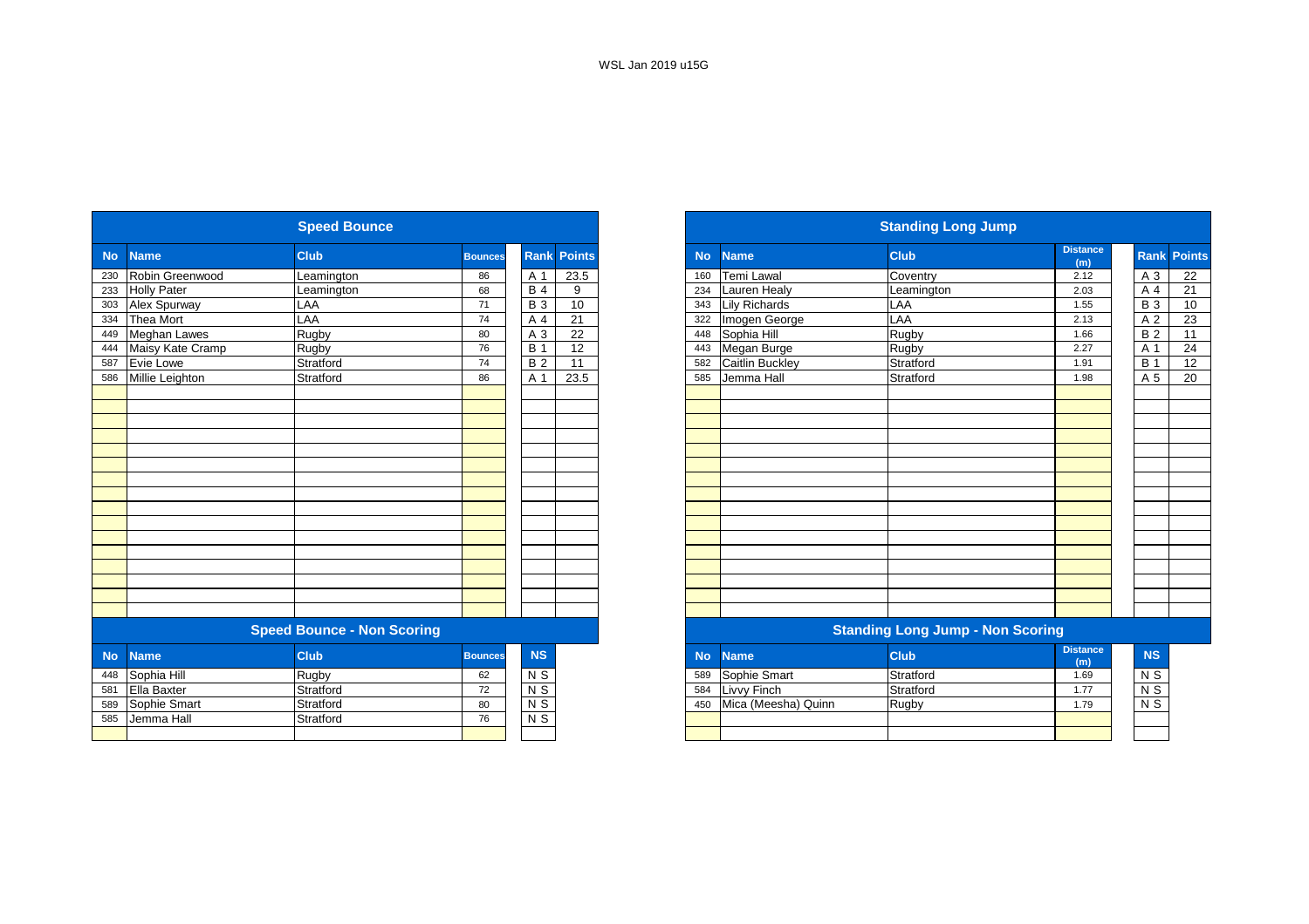WSL Jan 2019 u15G

## Speed Bounce

| No | Name | Club | Bounces | Rank | Points |
|---|---|---|---|---|---|
| 230 | Robin Greenwood | Leamington | 86 | A 1 | 23.5 |
| 233 | Holly Pater | Leamington | 68 | B 4 | 9 |
| 303 | Alex Spurway | LAA | 71 | B 3 | 10 |
| 334 | Thea Mort | LAA | 74 | A 4 | 21 |
| 449 | Meghan Lawes | Rugby | 80 | A 3 | 22 |
| 444 | Maisy Kate Cramp | Rugby | 76 | B 1 | 12 |
| 587 | Evie Lowe | Stratford | 74 | B 2 | 11 |
| 586 | Millie Leighton | Stratford | 86 | A 1 | 23.5 |

## Speed Bounce - Non Scoring

| No | Name | Club | Bounces | NS |
|---|---|---|---|---|
| 448 | Sophia Hill | Rugby | 62 | N S |
| 581 | Ella Baxter | Stratford | 72 | N S |
| 589 | Sophie Smart | Stratford | 80 | N S |
| 585 | Jemma Hall | Stratford | 76 | N S |

## Standing Long Jump

| No | Name | Club | Distance (m) | Rank | Points |
|---|---|---|---|---|---|
| 160 | Temi Lawal | Coventry | 2.12 | A 3 | 22 |
| 234 | Lauren Healy | Leamington | 2.03 | A 4 | 21 |
| 343 | Lily Richards | LAA | 1.55 | B 3 | 10 |
| 322 | Imogen George | LAA | 2.13 | A 2 | 23 |
| 448 | Sophia Hill | Rugby | 1.66 | B 2 | 11 |
| 443 | Megan Burge | Rugby | 2.27 | A 1 | 24 |
| 582 | Caitlin Buckley | Stratford | 1.91 | B 1 | 12 |
| 585 | Jemma Hall | Stratford | 1.98 | A 5 | 20 |

## Standing Long Jump - Non Scoring

| No | Name | Club | Distance (m) | NS |
|---|---|---|---|---|
| 589 | Sophie Smart | Stratford | 1.69 | N S |
| 584 | Livvy Finch | Stratford | 1.77 | N S |
| 450 | Mica (Meesha) Quinn | Rugby | 1.79 | N S |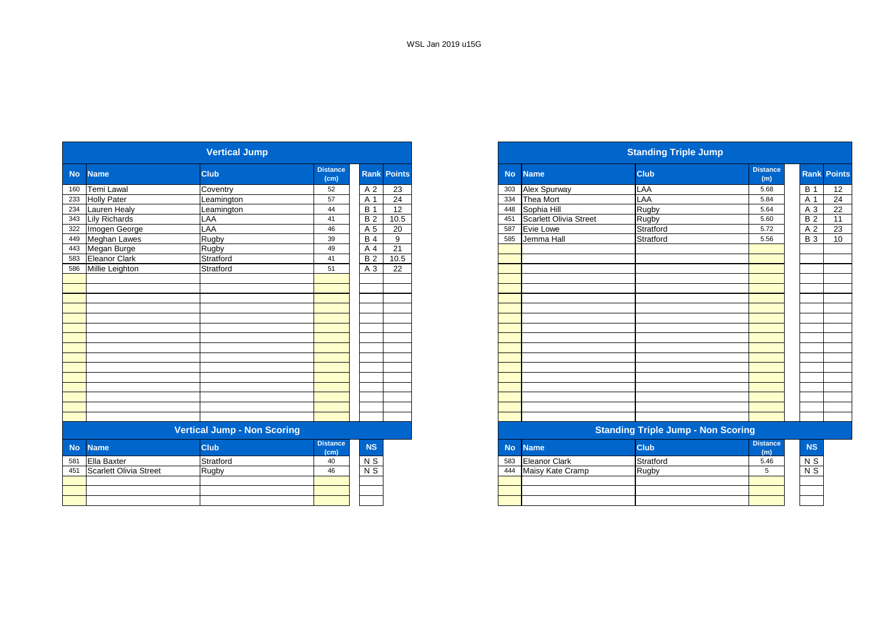WSL Jan 2019 u15G

## Vertical Jump

| No | Name | Club | Distance (cm) | Rank | Points |
|---|---|---|---|---|---|
| 160 | Temi Lawal | Coventry | 52 | A 2 | 23 |
| 233 | Holly Pater | Leamington | 57 | A 1 | 24 |
| 234 | Lauren Healy | Leamington | 44 | B 1 | 12 |
| 343 | Lily Richards | LAA | 41 | B 2 | 10.5 |
| 322 | Imogen George | LAA | 46 | A 5 | 20 |
| 449 | Meghan Lawes | Rugby | 39 | B 4 | 9 |
| 443 | Megan Burge | Rugby | 49 | A 4 | 21 |
| 583 | Eleanor Clark | Stratford | 41 | B 2 | 10.5 |
| 586 | Millie Leighton | Stratford | 51 | A 3 | 22 |

## Vertical Jump - Non Scoring

| No | Name | Club | Distance (cm) | NS |
|---|---|---|---|---|
| 581 | Ella Baxter | Stratford | 40 | N S |
| 451 | Scarlett Olivia Street | Rugby | 46 | N S |

## Standing Triple Jump

| No | Name | Club | Distance (m) | Rank | Points |
|---|---|---|---|---|---|
| 303 | Alex Spurway | LAA | 5.68 | B 1 | 12 |
| 334 | Thea Mort | LAA | 5.84 | A 1 | 24 |
| 448 | Sophia Hill | Rugby | 5.64 | A 3 | 22 |
| 451 | Scarlett Olivia Street | Rugby | 5.60 | B 2 | 11 |
| 587 | Evie Lowe | Stratford | 5.72 | A 2 | 23 |
| 585 | Jemma Hall | Stratford | 5.56 | B 3 | 10 |

## Standing Triple Jump - Non Scoring

| No | Name | Club | Distance (m) | NS |
|---|---|---|---|---|
| 583 | Eleanor Clark | Stratford | 5.46 | N S |
| 444 | Maisy Kate Cramp | Rugby | 5 | N S |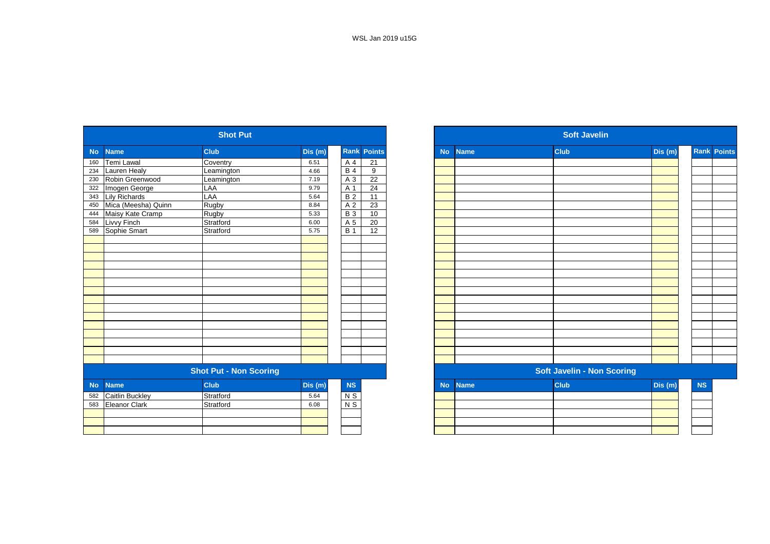WSL Jan 2019 u15G

## Shot Put

| No | Name | Club | Dis (m) | Rank | Points |
|---|---|---|---|---|---|
| 160 | Temi Lawal | Coventry | 6.51 | A 4 | 21 |
| 234 | Lauren Healy | Leamington | 4.66 | B 4 | 9 |
| 230 | Robin Greenwood | Leamington | 7.19 | A 3 | 22 |
| 322 | Imogen George | LAA | 9.79 | A 1 | 24 |
| 343 | Lily Richards | LAA | 5.64 | B 2 | 11 |
| 450 | Mica (Meesha) Quinn | Rugby | 8.84 | A 2 | 23 |
| 444 | Maisy Kate Cramp | Rugby | 5.33 | B 3 | 10 |
| 584 | Livvy Finch | Stratford | 6.00 | A 5 | 20 |
| 589 | Sophie Smart | Stratford | 5.75 | B 1 | 12 |

## Shot Put - Non Scoring

| No | Name | Club | Dis (m) | NS |
|---|---|---|---|---|
| 582 | Caitlin Buckley | Stratford | 5.64 | N S |
| 583 | Eleanor Clark | Stratford | 6.08 | N S |

## Soft Javelin

| No | Name | Club | Dis (m) | Rank | Points |
|---|---|---|---|---|---|

## Soft Javelin - Non Scoring

| No | Name | Club | Dis (m) | NS |
|---|---|---|---|---|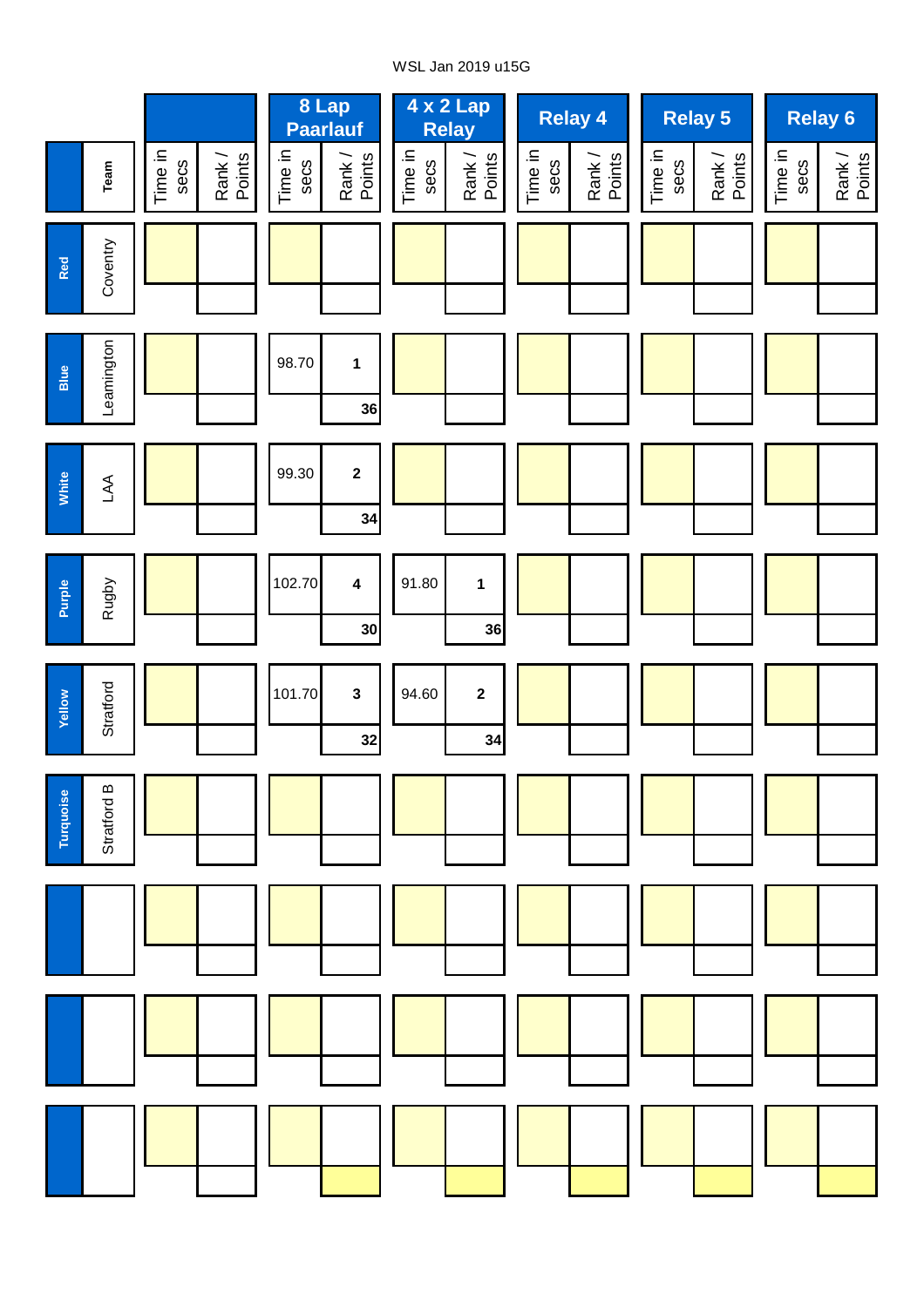WSL Jan 2019 u15G

| | Team | | | 8 Lap Paarlauf | | 4 x 2 Lap Relay | | Relay 4 | | Relay 5 | | Relay 6 | |
|---|---|---|---|---|---|---|---|---|---|---|---|---|---|
| | | Time in secs | Rank / Points | Time in secs | Rank / Points | Time in secs | Rank / Points | Time in secs | Rank / Points | Time in secs | Rank / Points | Time in secs | Rank / Points |
| Red | Coventry | | | | | | | | | | | | |
| Blue | Leamington | | | 98.70 | 1 / 36 | | | | | | | | |
| White | LAA | | | 99.30 | 2 / 34 | | | | | | | | |
| Purple | Rugby | | | 102.70 | 4 / 30 | 91.80 | 1 / 36 | | | | | | |
| Yellow | Stratford | | | 101.70 | 3 / 32 | 94.60 | 2 / 34 | | | | | | |
| Turquoise | Stratford B | | | | | | | | | | | | |
| | | | | | | | | | | | | | |
| | | | | | | | | | | | | | |
| | | | | | | | | | | | | | |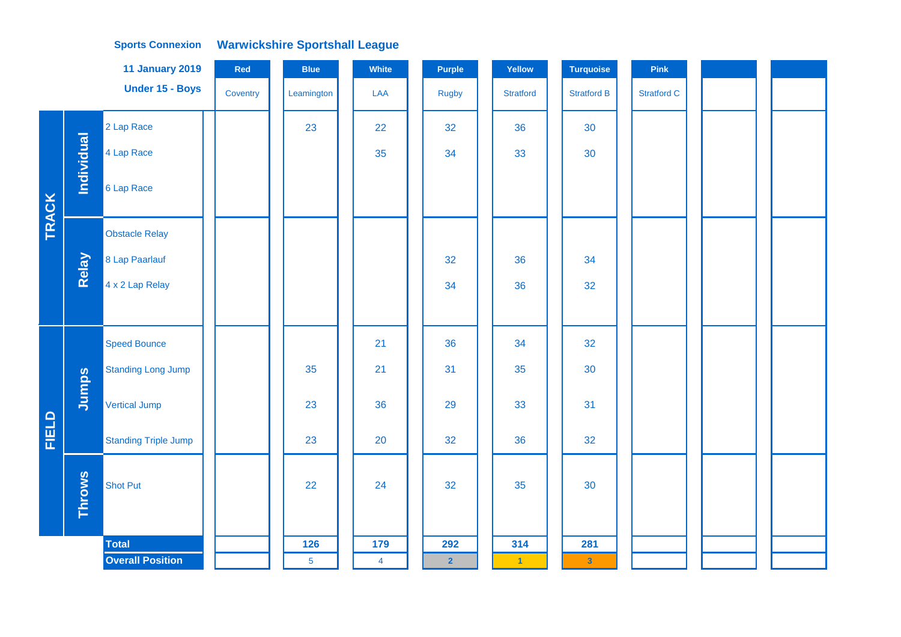**Sports Connexion** **Warwickshire Sportshall League**

**11 January 2019**

**Under 15 - Boys**

| | | | Red | Blue | White | Purple | Yellow | Turquoise | Pink | | |
|---|---|---|---|---|---|---|---|---|---|---|---|
| | | | Coventry | Leamington | LAA | Rugby | Stratford | Stratford B | Stratford C | | |
| TRACK | Individual | 2 Lap Race | | 23 | 22 | 32 | 36 | 30 | | | |
| | | 4 Lap Race | | | 35 | 34 | 33 | 30 | | | |
| | | 6 Lap Race | | | | | | | | | |
| | Relay | Obstacle Relay | | | | | | | | | |
| | | 8 Lap Paarlauf | | | | 32 | 36 | 34 | | | |
| | | 4 x 2 Lap Relay | | | | 34 | 36 | 32 | | | |
| FIELD | Jumps | Speed Bounce | | | 21 | 36 | 34 | 32 | | | |
| | | Standing Long Jump | | 35 | 21 | 31 | 35 | 30 | | | |
| | | Vertical Jump | | 23 | 36 | 29 | 33 | 31 | | | |
| | | Standing Triple Jump | | 23 | 20 | 32 | 36 | 32 | | | |
| | Throws | Shot Put | | 22 | 24 | 32 | 35 | 30 | | | |
| | | **Total** | | **126** | **179** | **292** | **314** | **281** | | | |
| | | **Overall Position** | | 5 | 4 | 2 | 1 | 3 | | | |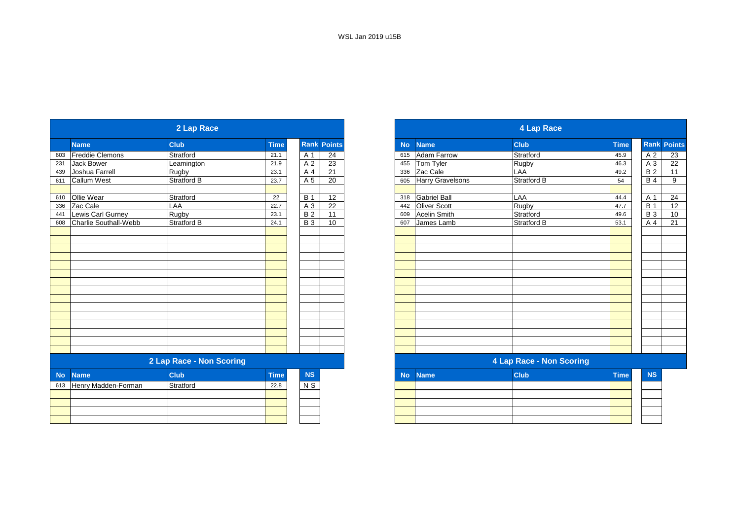WSL Jan 2019 u15B

## 2 Lap Race

| | Name | Club | Time | Rank | Points |
|---|---|---|---|---|---|
| 603 | Freddie Clemons | Stratford | 21.1 | A 1 | 24 |
| 231 | Jack Bower | Leamington | 21.9 | A 2 | 23 |
| 439 | Joshua Farrell | Rugby | 23.1 | A 4 | 21 |
| 611 | Callum West | Stratford B | 23.7 | A 5 | 20 |
| | | | | | |
| 610 | Ollie Wear | Stratford | 22 | B 1 | 12 |
| 336 | Zac Cale | LAA | 22.7 | A 3 | 22 |
| 441 | Lewis Carl Gurney | Rugby | 23.1 | B 2 | 11 |
| 608 | Charlie Southall-Webb | Stratford B | 24.1 | B 3 | 10 |

## 2 Lap Race - Non Scoring

| No | Name | Club | Time | NS |
|---|---|---|---|---|
| 613 | Henry Madden-Forman | Stratford | 22.8 | N S |

## 4 Lap Race

| No | Name | Club | Time | Rank | Points |
|---|---|---|---|---|---|
| 615 | Adam Farrow | Stratford | 45.9 | A 2 | 23 |
| 455 | Tom Tyler | Rugby | 46.3 | A 3 | 22 |
| 336 | Zac Cale | LAA | 49.2 | B 2 | 11 |
| 605 | Harry Gravelsons | Stratford B | 54 | B 4 | 9 |
| | | | | | |
| 318 | Gabriel Ball | LAA | 44.4 | A 1 | 24 |
| 442 | Oliver Scott | Rugby | 47.7 | B 1 | 12 |
| 609 | Acelin Smith | Stratford | 49.6 | B 3 | 10 |
| 607 | James Lamb | Stratford B | 53.1 | A 4 | 21 |

## 4 Lap Race - Non Scoring

| No | Name | Club | Time | NS |
|---|---|---|---|---|
| | | | | |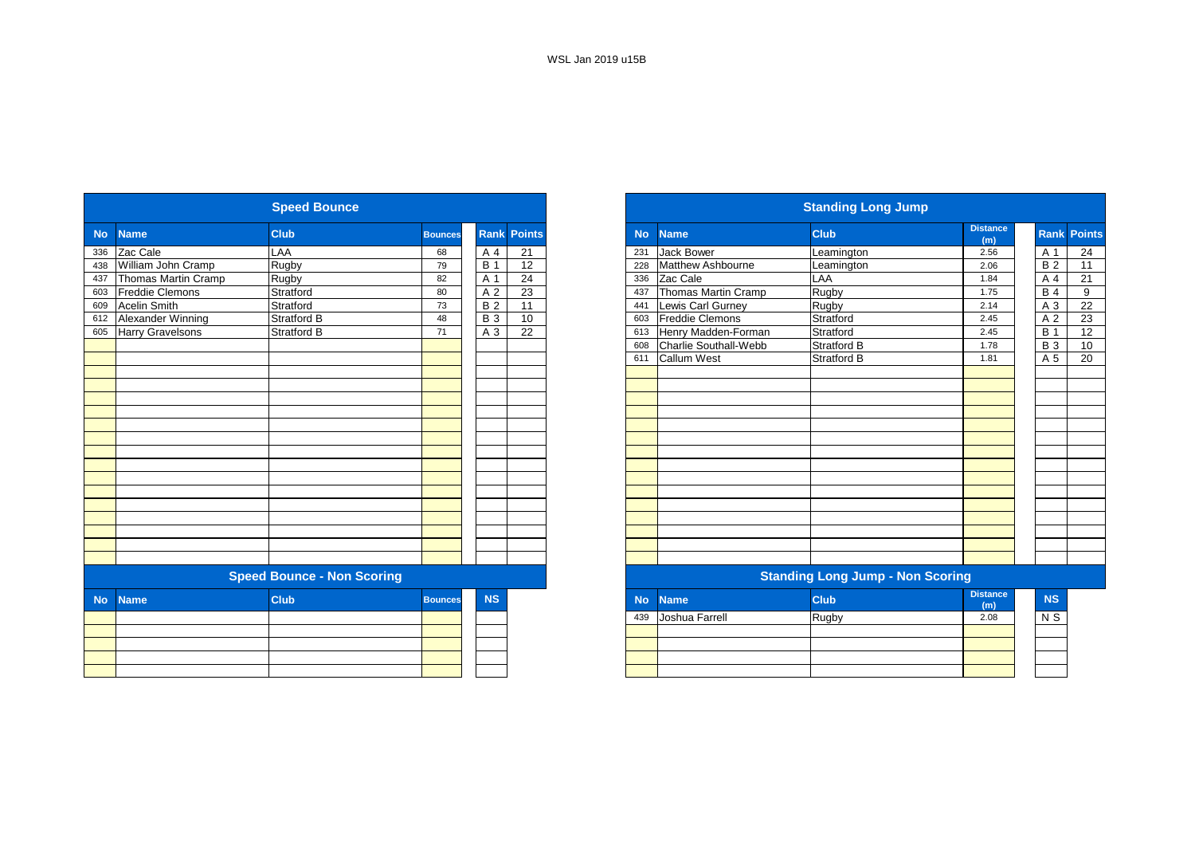WSL Jan 2019 u15B

## Speed Bounce

| No | Name | Club | Bounces | Rank | Points |
|---|---|---|---|---|---|
| 336 | Zac Cale | LAA | 68 | A 4 | 21 |
| 438 | William John Cramp | Rugby | 79 | B 1 | 12 |
| 437 | Thomas Martin Cramp | Rugby | 82 | A 1 | 24 |
| 603 | Freddie Clemons | Stratford | 80 | A 2 | 23 |
| 609 | Acelin Smith | Stratford | 73 | B 2 | 11 |
| 612 | Alexander Winning | Stratford B | 48 | B 3 | 10 |
| 605 | Harry Gravelsons | Stratford B | 71 | A 3 | 22 |

## Speed Bounce - Non Scoring

| No | Name | Club | Bounces | NS |
|---|---|---|---|---|

## Standing Long Jump

| No | Name | Club | Distance (m) | Rank | Points |
|---|---|---|---|---|---|
| 231 | Jack Bower | Leamington | 2.56 | A 1 | 24 |
| 228 | Matthew Ashbourne | Leamington | 2.06 | B 2 | 11 |
| 336 | Zac Cale | LAA | 1.84 | A 4 | 21 |
| 437 | Thomas Martin Cramp | Rugby | 1.75 | B 4 | 9 |
| 441 | Lewis Carl Gurney | Rugby | 2.14 | A 3 | 22 |
| 603 | Freddie Clemons | Stratford | 2.45 | A 2 | 23 |
| 613 | Henry Madden-Forman | Stratford | 2.45 | B 1 | 12 |
| 608 | Charlie Southall-Webb | Stratford B | 1.78 | B 3 | 10 |
| 611 | Callum West | Stratford B | 1.81 | A 5 | 20 |

## Standing Long Jump - Non Scoring

| No | Name | Club | Distance (m) | NS |
|---|---|---|---|---|
| 439 | Joshua Farrell | Rugby | 2.08 | N S |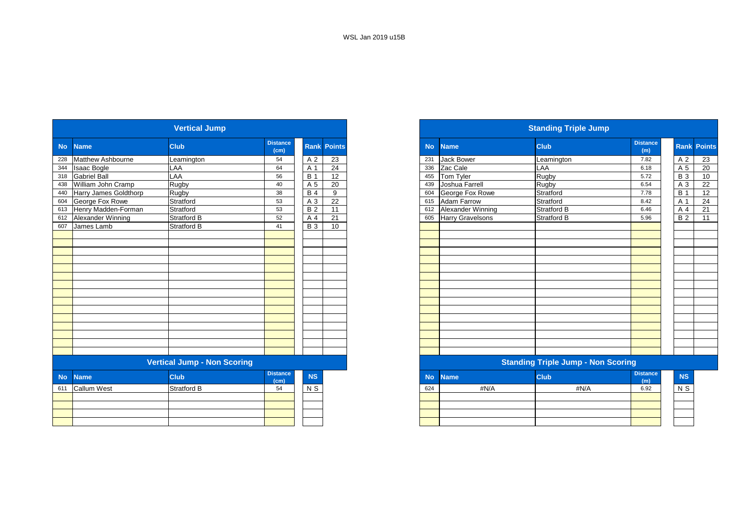WSL Jan 2019 u15B

## Vertical Jump

| No | Name | Club | Distance (cm) | Rank | Points |
|---|---|---|---|---|---|
| 228 | Matthew Ashbourne | Leamington | 54 | A 2 | 23 |
| 344 | Isaac Bogle | LAA | 64 | A 1 | 24 |
| 318 | Gabriel Ball | LAA | 56 | B 1 | 12 |
| 438 | William John Cramp | Rugby | 40 | A 5 | 20 |
| 440 | Harry James Goldthorp | Rugby | 38 | B 4 | 9 |
| 604 | George Fox Rowe | Stratford | 53 | A 3 | 22 |
| 613 | Henry Madden-Forman | Stratford | 53 | B 2 | 11 |
| 612 | Alexander Winning | Stratford B | 52 | A 4 | 21 |
| 607 | James Lamb | Stratford B | 41 | B 3 | 10 |

## Vertical Jump - Non Scoring

| No | Name | Club | Distance (cm) | NS |
|---|---|---|---|---|
| 611 | Callum West | Stratford B | 54 | N S |

## Standing Triple Jump

| No | Name | Club | Distance (m) | Rank | Points |
|---|---|---|---|---|---|
| 231 | Jack Bower | Leamington | 7.82 | A 2 | 23 |
| 336 | Zac Cale | LAA | 6.18 | A 5 | 20 |
| 455 | Tom Tyler | Rugby | 5.72 | B 3 | 10 |
| 439 | Joshua Farrell | Rugby | 6.54 | A 3 | 22 |
| 604 | George Fox Rowe | Stratford | 7.78 | B 1 | 12 |
| 615 | Adam Farrow | Stratford | 8.42 | A 1 | 24 |
| 612 | Alexander Winning | Stratford B | 6.46 | A 4 | 21 |
| 605 | Harry Gravelsons | Stratford B | 5.96 | B 2 | 11 |

## Standing Triple Jump - Non Scoring

| No | Name | Club | Distance (m) | NS |
|---|---|---|---|---|
| 624 | #N/A | #N/A | 6.92 | N S |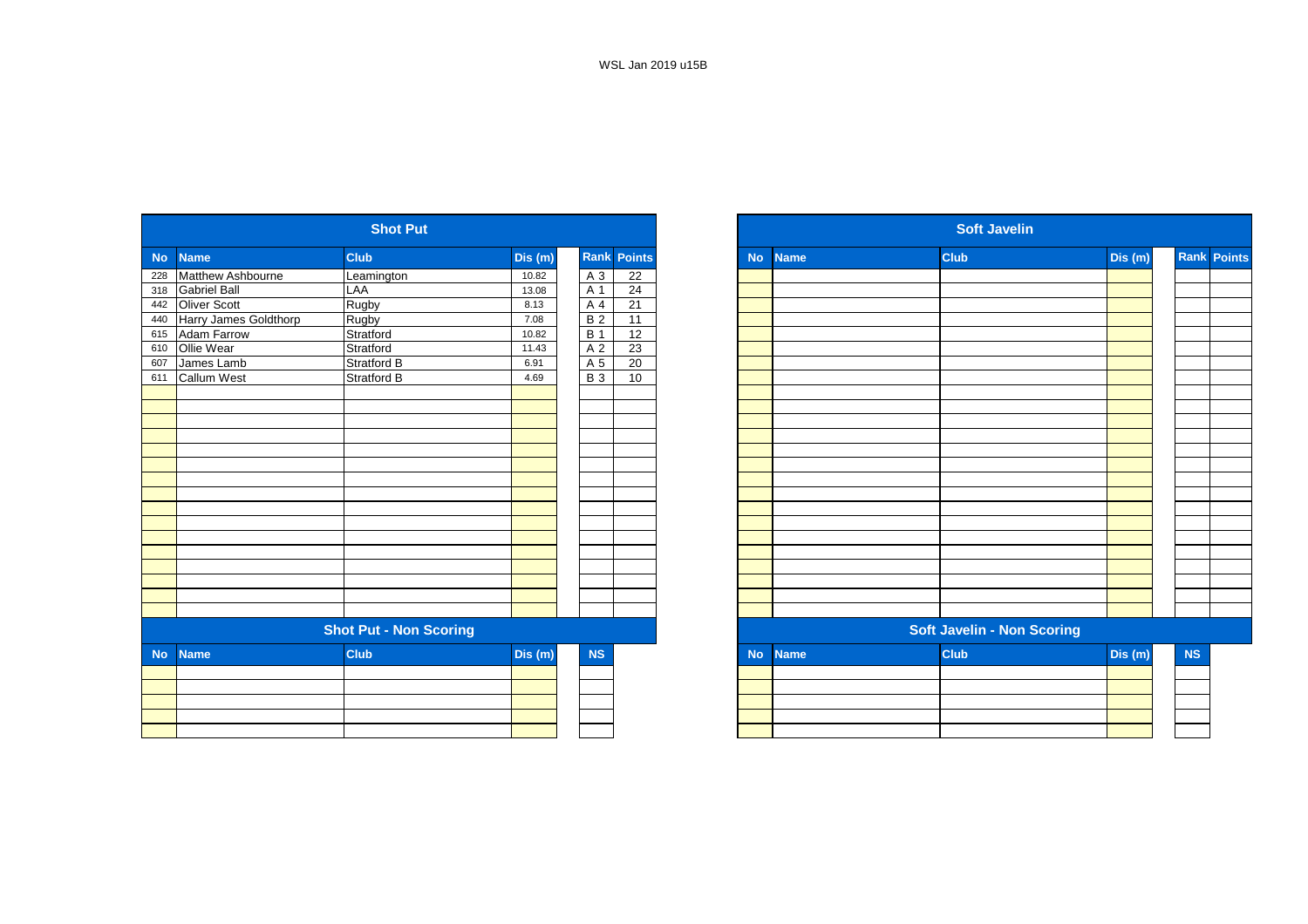WSL Jan 2019 u15B

## Shot Put

| No | Name | Club | Dis (m) | Rank | Points |
|---|---|---|---|---|---|
| 228 | Matthew Ashbourne | Leamington | 10.82 | A 3 | 22 |
| 318 | Gabriel Ball | LAA | 13.08 | A 1 | 24 |
| 442 | Oliver Scott | Rugby | 8.13 | A 4 | 21 |
| 440 | Harry James Goldthorp | Rugby | 7.08 | B 2 | 11 |
| 615 | Adam Farrow | Stratford | 10.82 | B 1 | 12 |
| 610 | Ollie Wear | Stratford | 11.43 | A 2 | 23 |
| 607 | James Lamb | Stratford B | 6.91 | A 5 | 20 |
| 611 | Callum West | Stratford B | 4.69 | B 3 | 10 |

## Shot Put - Non Scoring

| No | Name | Club | Dis (m) | NS |
|---|---|---|---|---|

## Soft Javelin

| No | Name | Club | Dis (m) | Rank | Points |
|---|---|---|---|---|---|

## Soft Javelin - Non Scoring

| No | Name | Club | Dis (m) | NS |
|---|---|---|---|---|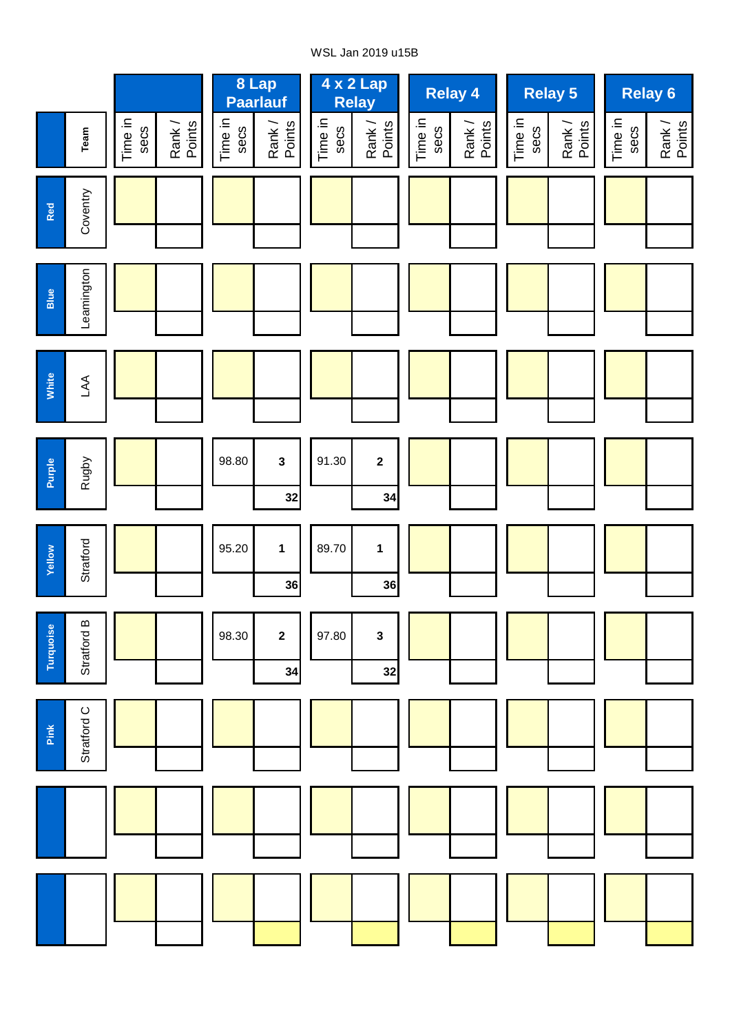WSL Jan 2019 u15B

| | Team | | | 8 Lap Paarlauf | | 4 x 2 Lap Relay | | Relay 4 | | Relay 5 | | Relay 6 | |
|---|---|---|---|---|---|---|---|---|---|---|---|---|---|
| | | Time in secs | Rank / Points | Time in secs | Rank / Points | Time in secs | Rank / Points | Time in secs | Rank / Points | Time in secs | Rank / Points | Time in secs | Rank / Points |
| Red | Coventry | | | | | | | | | | | | |
| Blue | Leamington | | | | | | | | | | | | |
| White | LAA | | | | | | | | | | | | |
| Purple | Rugby | | | 98.80 | 3 / 32 | 91.30 | 2 / 34 | | | | | | |
| Yellow | Stratford | | | 95.20 | 1 / 36 | 89.70 | 1 / 36 | | | | | | |
| Turquoise | Stratford B | | | 98.30 | 2 / 34 | 97.80 | 3 / 32 | | | | | | |
| Pink | Stratford C | | | | | | | | | | | | |
| | | | | | | | | | | | | | |
| | | | | | | | | | | | | | |